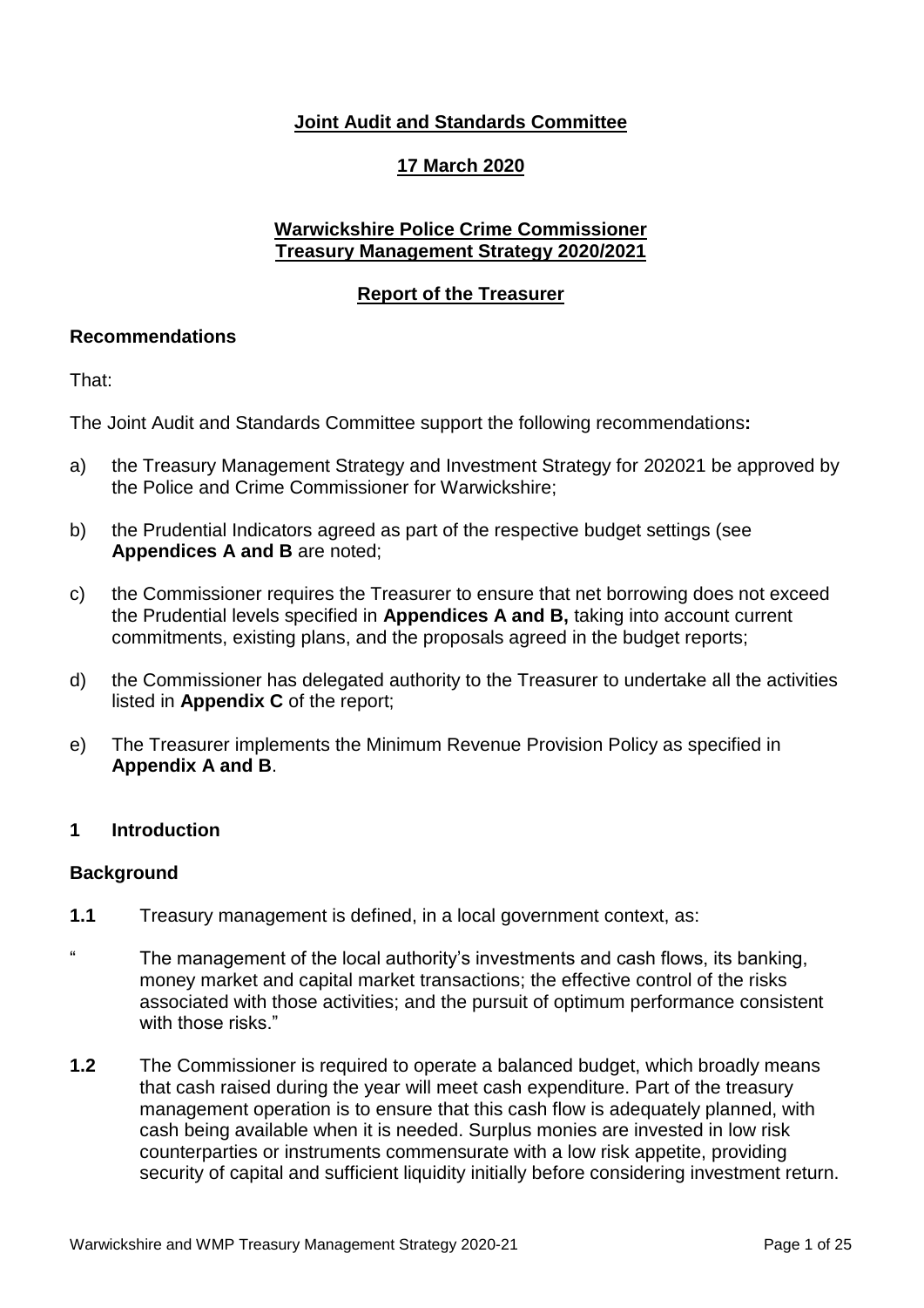**Joint Audit and Standards Committee**

**17 March 2020**

**Warwickshire Police Crime Commissioner**
**Treasury Management Strategy 2020/2021**

**Report of the Treasurer**

## Recommendations

That:

The Joint Audit and Standards Committee support the following recommendations**:**

a) the Treasury Management Strategy and Investment Strategy for 202021 be approved by the Police and Crime Commissioner for Warwickshire;

b) the Prudential Indicators agreed as part of the respective budget settings (see **Appendices A and B** are noted;

c) the Commissioner requires the Treasurer to ensure that net borrowing does not exceed the Prudential levels specified in **Appendices A and B,** taking into account current commitments, existing plans, and the proposals agreed in the budget reports;

d) the Commissioner has delegated authority to the Treasurer to undertake all the activities listed in **Appendix C** of the report;

e) The Treasurer implements the Minimum Revenue Provision Policy as specified in **Appendix A and B**.

## 1 Introduction

### Background

**1.1** Treasury management is defined, in a local government context, as:

" The management of the local authority's investments and cash flows, its banking, money market and capital market transactions; the effective control of the risks associated with those activities; and the pursuit of optimum performance consistent with those risks."

**1.2** The Commissioner is required to operate a balanced budget, which broadly means that cash raised during the year will meet cash expenditure. Part of the treasury management operation is to ensure that this cash flow is adequately planned, with cash being available when it is needed. Surplus monies are invested in low risk counterparties or instruments commensurate with a low risk appetite, providing security of capital and sufficient liquidity initially before considering investment return.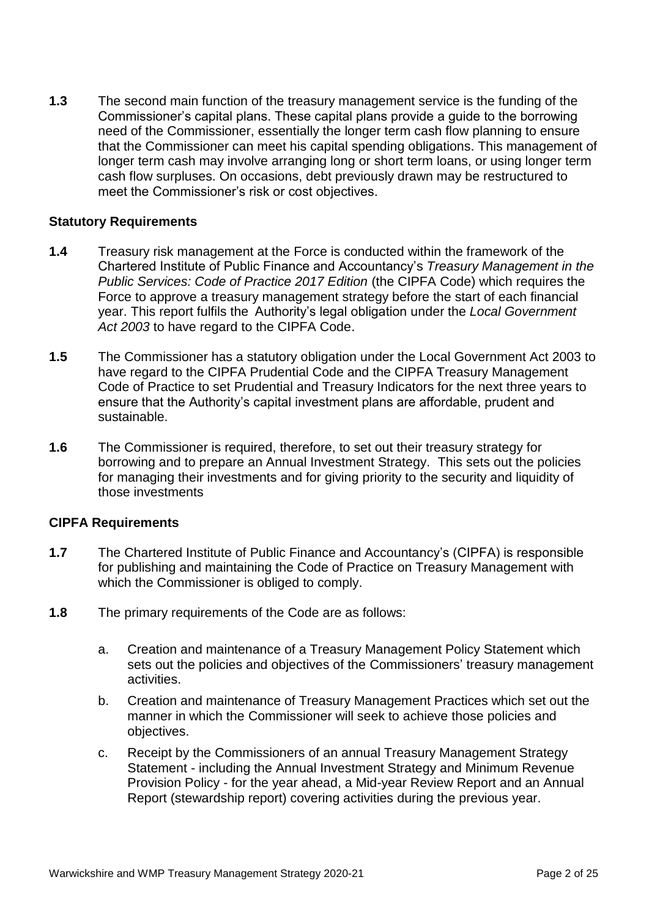**1.3** The second main function of the treasury management service is the funding of the Commissioner's capital plans. These capital plans provide a guide to the borrowing need of the Commissioner, essentially the longer term cash flow planning to ensure that the Commissioner can meet his capital spending obligations. This management of longer term cash may involve arranging long or short term loans, or using longer term cash flow surpluses. On occasions, debt previously drawn may be restructured to meet the Commissioner's risk or cost objectives.

### Statutory Requirements

**1.4** Treasury risk management at the Force is conducted within the framework of the Chartered Institute of Public Finance and Accountancy's *Treasury Management in the Public Services: Code of Practice 2017 Edition* (the CIPFA Code) which requires the Force to approve a treasury management strategy before the start of each financial year. This report fulfils the Authority's legal obligation under the *Local Government Act 2003* to have regard to the CIPFA Code.

**1.5** The Commissioner has a statutory obligation under the Local Government Act 2003 to have regard to the CIPFA Prudential Code and the CIPFA Treasury Management Code of Practice to set Prudential and Treasury Indicators for the next three years to ensure that the Authority's capital investment plans are affordable, prudent and sustainable.

**1.6** The Commissioner is required, therefore, to set out their treasury strategy for borrowing and to prepare an Annual Investment Strategy. This sets out the policies for managing their investments and for giving priority to the security and liquidity of those investments

### CIPFA Requirements

**1.7** The Chartered Institute of Public Finance and Accountancy's (CIPFA) is responsible for publishing and maintaining the Code of Practice on Treasury Management with which the Commissioner is obliged to comply.

**1.8** The primary requirements of the Code are as follows:

a. Creation and maintenance of a Treasury Management Policy Statement which sets out the policies and objectives of the Commissioners' treasury management activities.

b. Creation and maintenance of Treasury Management Practices which set out the manner in which the Commissioner will seek to achieve those policies and objectives.

c. Receipt by the Commissioners of an annual Treasury Management Strategy Statement - including the Annual Investment Strategy and Minimum Revenue Provision Policy - for the year ahead, a Mid-year Review Report and an Annual Report (stewardship report) covering activities during the previous year.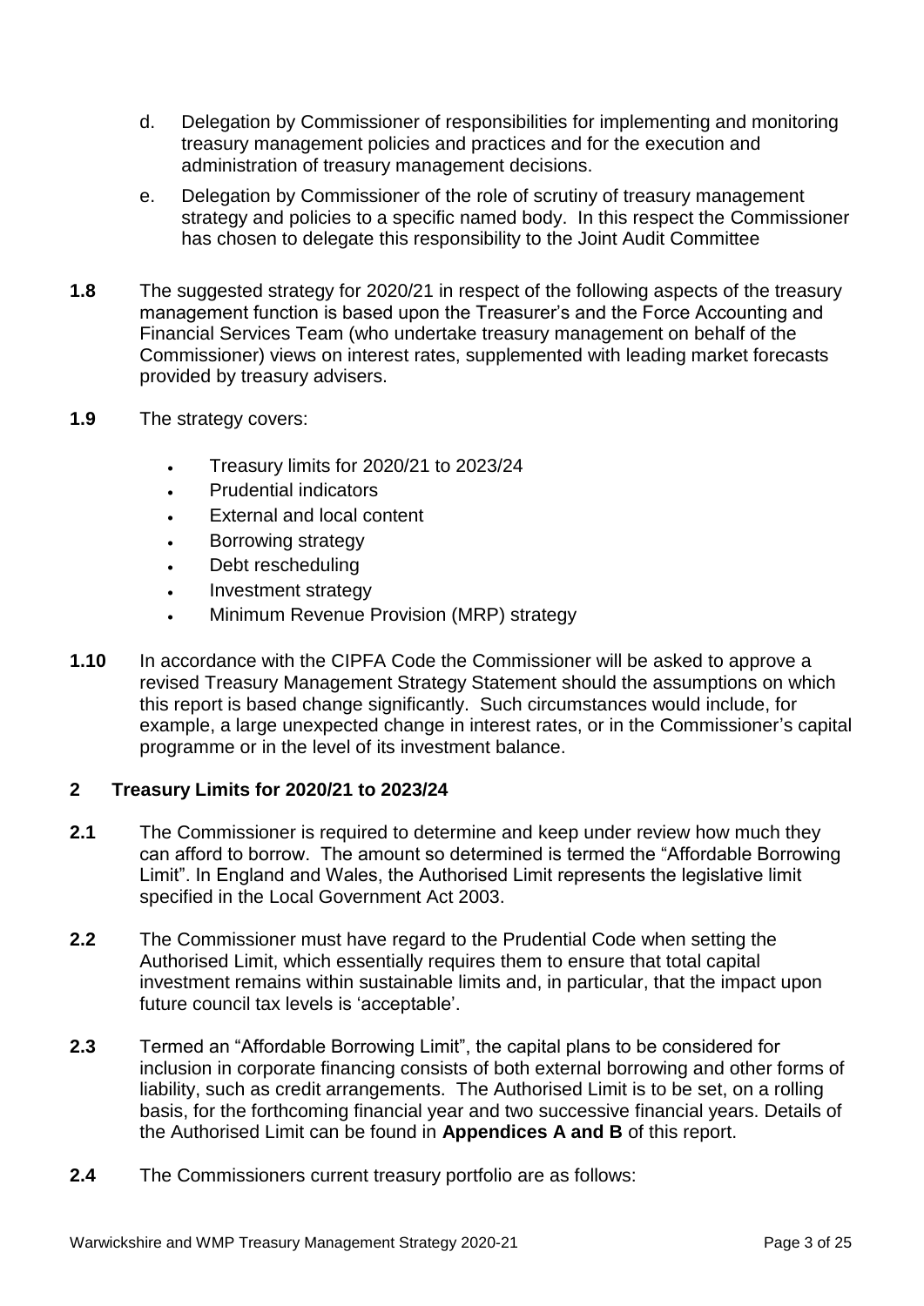d. Delegation by Commissioner of responsibilities for implementing and monitoring treasury management policies and practices and for the execution and administration of treasury management decisions.

e. Delegation by Commissioner of the role of scrutiny of treasury management strategy and policies to a specific named body. In this respect the Commissioner has chosen to delegate this responsibility to the Joint Audit Committee

**1.8** The suggested strategy for 2020/21 in respect of the following aspects of the treasury management function is based upon the Treasurer's and the Force Accounting and Financial Services Team (who undertake treasury management on behalf of the Commissioner) views on interest rates, supplemented with leading market forecasts provided by treasury advisers.

**1.9** The strategy covers:

- Treasury limits for 2020/21 to 2023/24
- Prudential indicators
- External and local content
- Borrowing strategy
- Debt rescheduling
- Investment strategy
- Minimum Revenue Provision (MRP) strategy

**1.10** In accordance with the CIPFA Code the Commissioner will be asked to approve a revised Treasury Management Strategy Statement should the assumptions on which this report is based change significantly. Such circumstances would include, for example, a large unexpected change in interest rates, or in the Commissioner's capital programme or in the level of its investment balance.

## 2 Treasury Limits for 2020/21 to 2023/24

**2.1** The Commissioner is required to determine and keep under review how much they can afford to borrow. The amount so determined is termed the "Affordable Borrowing Limit". In England and Wales, the Authorised Limit represents the legislative limit specified in the Local Government Act 2003.

**2.2** The Commissioner must have regard to the Prudential Code when setting the Authorised Limit, which essentially requires them to ensure that total capital investment remains within sustainable limits and, in particular, that the impact upon future council tax levels is 'acceptable'.

**2.3** Termed an "Affordable Borrowing Limit", the capital plans to be considered for inclusion in corporate financing consists of both external borrowing and other forms of liability, such as credit arrangements. The Authorised Limit is to be set, on a rolling basis, for the forthcoming financial year and two successive financial years. Details of the Authorised Limit can be found in **Appendices A and B** of this report.

**2.4** The Commissioners current treasury portfolio are as follows: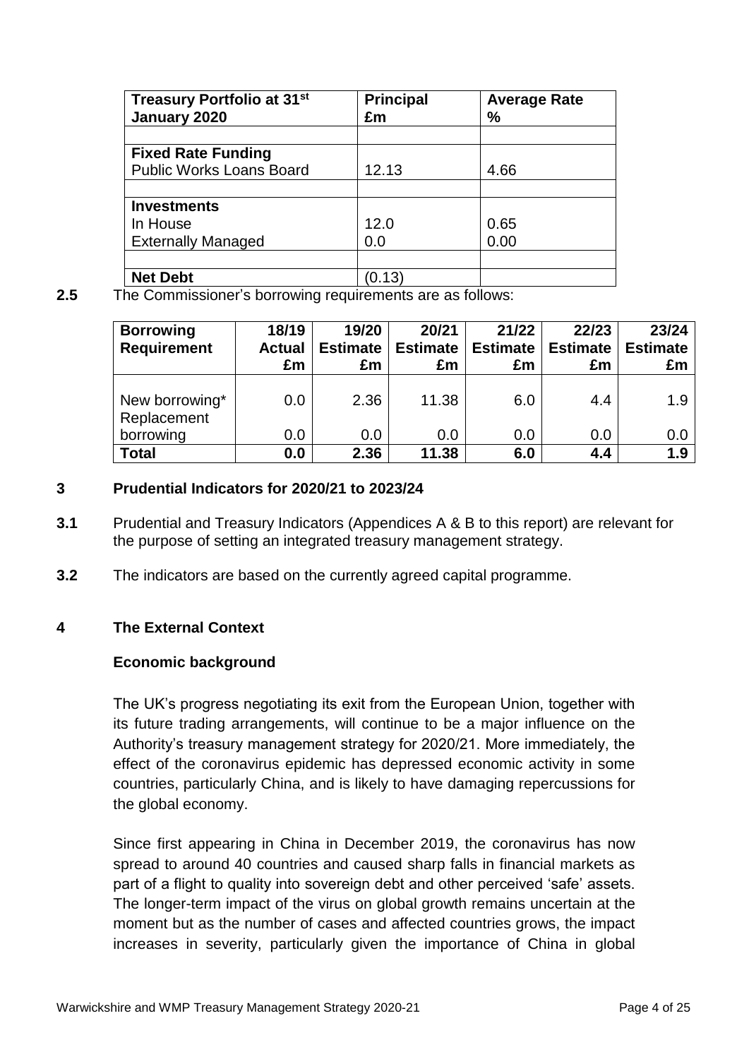| Treasury Portfolio at 31st January 2020 | Principal £m | Average Rate % |
|---|---|---|
| | | |
| **Fixed Rate Funding** | | |
| Public Works Loans Board | 12.13 | 4.66 |
| | | |
| **Investments** | | |
| In House | 12.0 | 0.65 |
| Externally Managed | 0.0 | 0.00 |
| | | |
| **Net Debt** | (0.13) | |

**2.5** The Commissioner's borrowing requirements are as follows:

| Borrowing Requirement | 18/19 Actual £m | 19/20 Estimate £m | 20/21 Estimate £m | 21/22 Estimate £m | 22/23 Estimate £m | 23/24 Estimate £m |
|---|---|---|---|---|---|---|
| New borrowing* | 0.0 | 2.36 | 11.38 | 6.0 | 4.4 | 1.9 |
| Replacement borrowing | 0.0 | 0.0 | 0.0 | 0.0 | 0.0 | 0.0 |
| **Total** | **0.0** | **2.36** | **11.38** | **6.0** | **4.4** | **1.9** |

## 3 Prudential Indicators for 2020/21 to 2023/24

**3.1** Prudential and Treasury Indicators (Appendices A & B to this report) are relevant for the purpose of setting an integrated treasury management strategy.

**3.2** The indicators are based on the currently agreed capital programme.

## 4 The External Context

### Economic background

The UK's progress negotiating its exit from the European Union, together with its future trading arrangements, will continue to be a major influence on the Authority's treasury management strategy for 2020/21. More immediately, the effect of the coronavirus epidemic has depressed economic activity in some countries, particularly China, and is likely to have damaging repercussions for the global economy.

Since first appearing in China in December 2019, the coronavirus has now spread to around 40 countries and caused sharp falls in financial markets as part of a flight to quality into sovereign debt and other perceived 'safe' assets. The longer-term impact of the virus on global growth remains uncertain at the moment but as the number of cases and affected countries grows, the impact increases in severity, particularly given the importance of China in global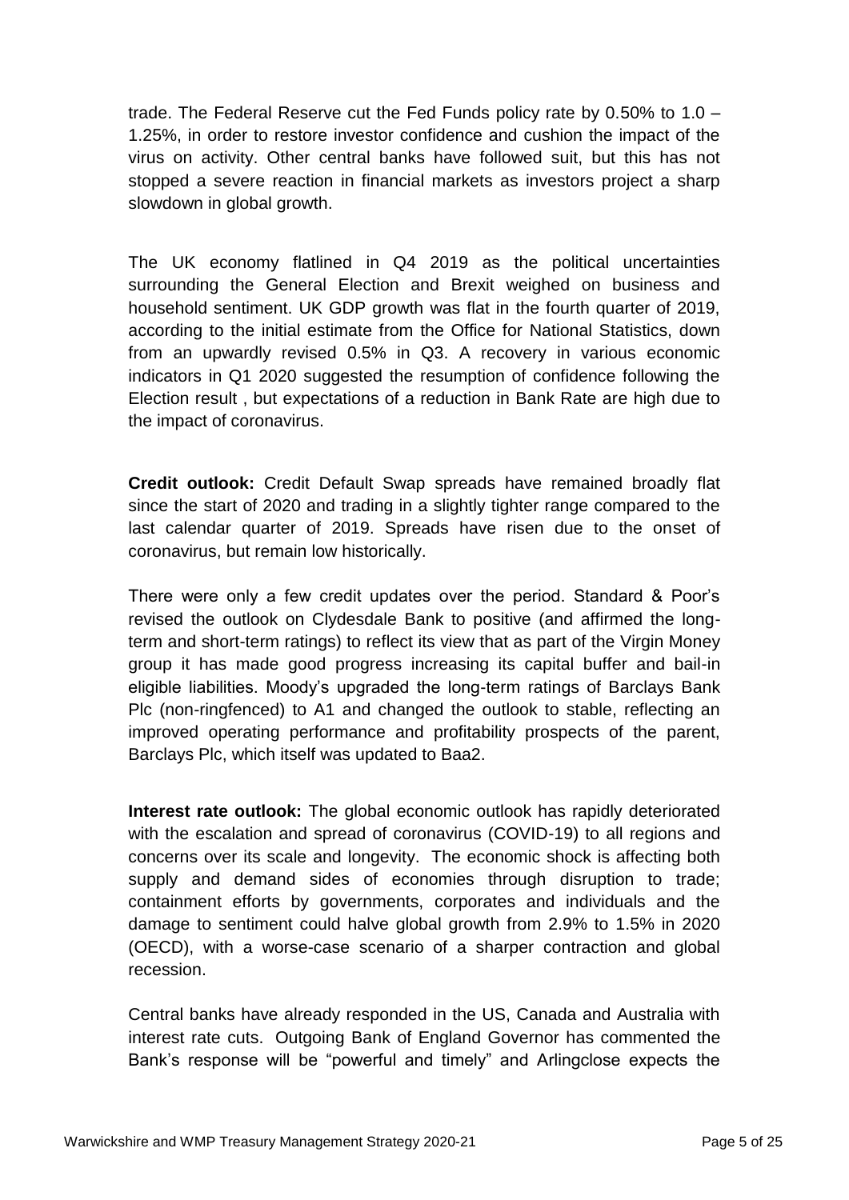trade. The Federal Reserve cut the Fed Funds policy rate by 0.50% to 1.0 – 1.25%, in order to restore investor confidence and cushion the impact of the virus on activity. Other central banks have followed suit, but this has not stopped a severe reaction in financial markets as investors project a sharp slowdown in global growth.

The UK economy flatlined in Q4 2019 as the political uncertainties surrounding the General Election and Brexit weighed on business and household sentiment. UK GDP growth was flat in the fourth quarter of 2019, according to the initial estimate from the Office for National Statistics, down from an upwardly revised 0.5% in Q3. A recovery in various economic indicators in Q1 2020 suggested the resumption of confidence following the Election result , but expectations of a reduction in Bank Rate are high due to the impact of coronavirus.

**Credit outlook:** Credit Default Swap spreads have remained broadly flat since the start of 2020 and trading in a slightly tighter range compared to the last calendar quarter of 2019. Spreads have risen due to the onset of coronavirus, but remain low historically.

There were only a few credit updates over the period. Standard & Poor's revised the outlook on Clydesdale Bank to positive (and affirmed the long-term and short-term ratings) to reflect its view that as part of the Virgin Money group it has made good progress increasing its capital buffer and bail-in eligible liabilities. Moody's upgraded the long-term ratings of Barclays Bank Plc (non-ringfenced) to A1 and changed the outlook to stable, reflecting an improved operating performance and profitability prospects of the parent, Barclays Plc, which itself was updated to Baa2.

**Interest rate outlook:** The global economic outlook has rapidly deteriorated with the escalation and spread of coronavirus (COVID-19) to all regions and concerns over its scale and longevity. The economic shock is affecting both supply and demand sides of economies through disruption to trade; containment efforts by governments, corporates and individuals and the damage to sentiment could halve global growth from 2.9% to 1.5% in 2020 (OECD), with a worse-case scenario of a sharper contraction and global recession.

Central banks have already responded in the US, Canada and Australia with interest rate cuts. Outgoing Bank of England Governor has commented the Bank's response will be "powerful and timely" and Arlingclose expects the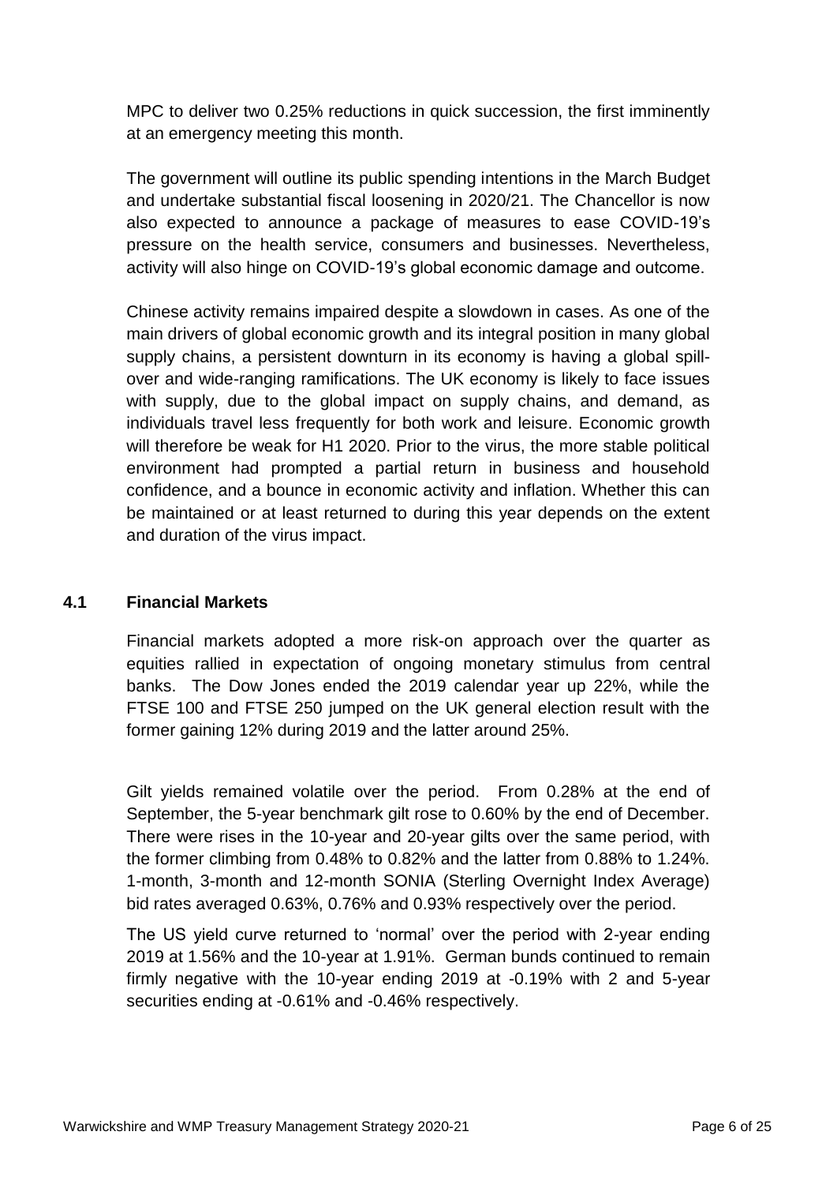MPC to deliver two 0.25% reductions in quick succession, the first imminently at an emergency meeting this month.

The government will outline its public spending intentions in the March Budget and undertake substantial fiscal loosening in 2020/21. The Chancellor is now also expected to announce a package of measures to ease COVID-19's pressure on the health service, consumers and businesses. Nevertheless, activity will also hinge on COVID-19's global economic damage and outcome.

Chinese activity remains impaired despite a slowdown in cases. As one of the main drivers of global economic growth and its integral position in many global supply chains, a persistent downturn in its economy is having a global spill-over and wide-ranging ramifications. The UK economy is likely to face issues with supply, due to the global impact on supply chains, and demand, as individuals travel less frequently for both work and leisure. Economic growth will therefore be weak for H1 2020. Prior to the virus, the more stable political environment had prompted a partial return in business and household confidence, and a bounce in economic activity and inflation. Whether this can be maintained or at least returned to during this year depends on the extent and duration of the virus impact.

### 4.1 Financial Markets

Financial markets adopted a more risk-on approach over the quarter as equities rallied in expectation of ongoing monetary stimulus from central banks. The Dow Jones ended the 2019 calendar year up 22%, while the FTSE 100 and FTSE 250 jumped on the UK general election result with the former gaining 12% during 2019 and the latter around 25%.

Gilt yields remained volatile over the period. From 0.28% at the end of September, the 5-year benchmark gilt rose to 0.60% by the end of December. There were rises in the 10-year and 20-year gilts over the same period, with the former climbing from 0.48% to 0.82% and the latter from 0.88% to 1.24%. 1-month, 3-month and 12-month SONIA (Sterling Overnight Index Average) bid rates averaged 0.63%, 0.76% and 0.93% respectively over the period.

The US yield curve returned to 'normal' over the period with 2-year ending 2019 at 1.56% and the 10-year at 1.91%. German bunds continued to remain firmly negative with the 10-year ending 2019 at -0.19% with 2 and 5-year securities ending at -0.61% and -0.46% respectively.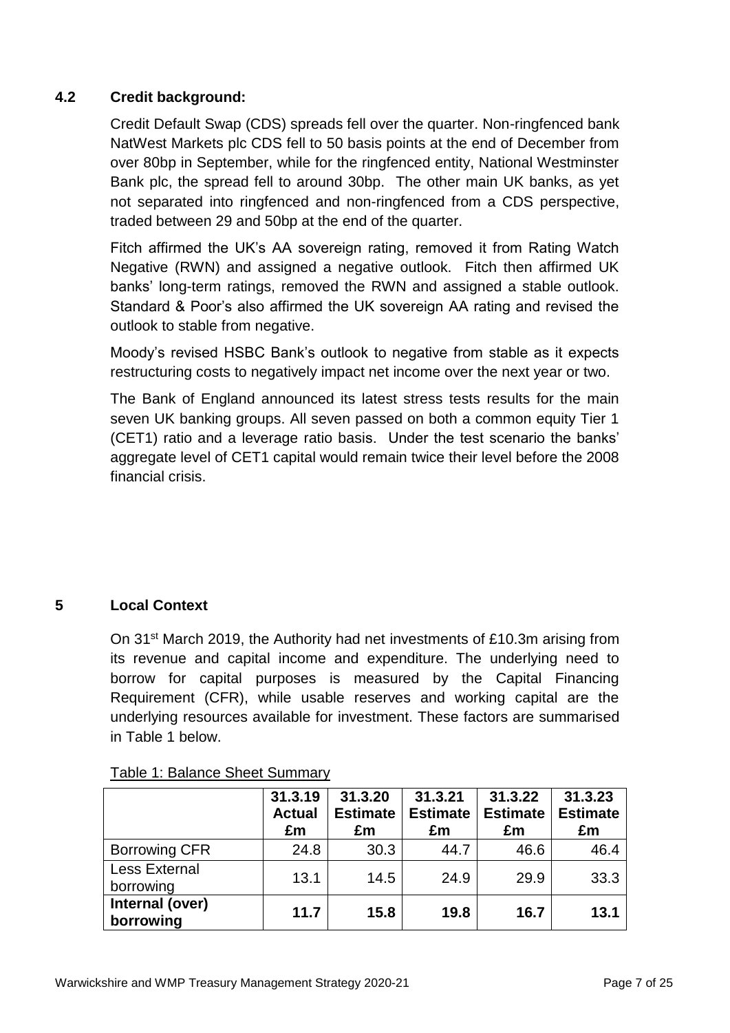## 4.2 Credit background:

Credit Default Swap (CDS) spreads fell over the quarter. Non-ringfenced bank NatWest Markets plc CDS fell to 50 basis points at the end of December from over 80bp in September, while for the ringfenced entity, National Westminster Bank plc, the spread fell to around 30bp. The other main UK banks, as yet not separated into ringfenced and non-ringfenced from a CDS perspective, traded between 29 and 50bp at the end of the quarter.

Fitch affirmed the UK's AA sovereign rating, removed it from Rating Watch Negative (RWN) and assigned a negative outlook. Fitch then affirmed UK banks' long-term ratings, removed the RWN and assigned a stable outlook. Standard & Poor's also affirmed the UK sovereign AA rating and revised the outlook to stable from negative.

Moody's revised HSBC Bank's outlook to negative from stable as it expects restructuring costs to negatively impact net income over the next year or two.

The Bank of England announced its latest stress tests results for the main seven UK banking groups. All seven passed on both a common equity Tier 1 (CET1) ratio and a leverage ratio basis. Under the test scenario the banks' aggregate level of CET1 capital would remain twice their level before the 2008 financial crisis.

# 5 Local Context

On 31st March 2019, the Authority had net investments of £10.3m arising from its revenue and capital income and expenditure. The underlying need to borrow for capital purposes is measured by the Capital Financing Requirement (CFR), while usable reserves and working capital are the underlying resources available for investment. These factors are summarised in Table 1 below.

Table 1: Balance Sheet Summary

| | 31.3.19 Actual £m | 31.3.20 Estimate £m | 31.3.21 Estimate £m | 31.3.22 Estimate £m | 31.3.23 Estimate £m |
|---|---|---|---|---|---|
| Borrowing CFR | 24.8 | 30.3 | 44.7 | 46.6 | 46.4 |
| Less External borrowing | 13.1 | 14.5 | 24.9 | 29.9 | 33.3 |
| **Internal (over) borrowing** | **11.7** | **15.8** | **19.8** | **16.7** | **13.1** |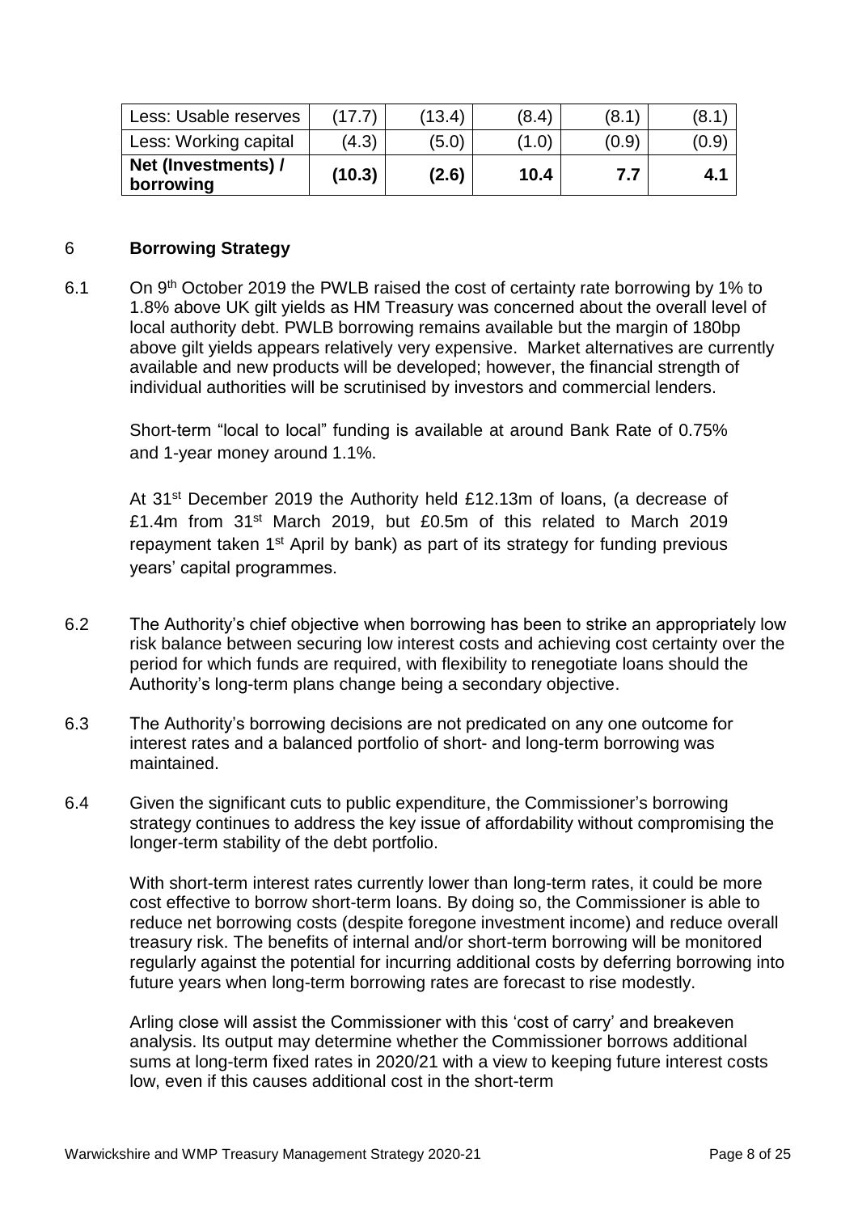| Less: Usable reserves | (17.7) | (13.4) | (8.4) | (8.1) | (8.1) |
|---|---|---|---|---|---|
| Less: Working capital | (4.3) | (5.0) | (1.0) | (0.9) | (0.9) |
| **Net (Investments) / borrowing** | **(10.3)** | **(2.6)** | **10.4** | **7.7** | **4.1** |

## 6 Borrowing Strategy

6.1 On 9th October 2019 the PWLB raised the cost of certainty rate borrowing by 1% to 1.8% above UK gilt yields as HM Treasury was concerned about the overall level of local authority debt. PWLB borrowing remains available but the margin of 180bp above gilt yields appears relatively very expensive. Market alternatives are currently available and new products will be developed; however, the financial strength of individual authorities will be scrutinised by investors and commercial lenders.

Short-term "local to local" funding is available at around Bank Rate of 0.75% and 1-year money around 1.1%.

At 31st December 2019 the Authority held £12.13m of loans, (a decrease of £1.4m from 31st March 2019, but £0.5m of this related to March 2019 repayment taken 1st April by bank) as part of its strategy for funding previous years' capital programmes.

6.2 The Authority's chief objective when borrowing has been to strike an appropriately low risk balance between securing low interest costs and achieving cost certainty over the period for which funds are required, with flexibility to renegotiate loans should the Authority's long-term plans change being a secondary objective.

6.3 The Authority's borrowing decisions are not predicated on any one outcome for interest rates and a balanced portfolio of short- and long-term borrowing was maintained.

6.4 Given the significant cuts to public expenditure, the Commissioner's borrowing strategy continues to address the key issue of affordability without compromising the longer-term stability of the debt portfolio.

With short-term interest rates currently lower than long-term rates, it could be more cost effective to borrow short-term loans. By doing so, the Commissioner is able to reduce net borrowing costs (despite foregone investment income) and reduce overall treasury risk. The benefits of internal and/or short-term borrowing will be monitored regularly against the potential for incurring additional costs by deferring borrowing into future years when long-term borrowing rates are forecast to rise modestly.

Arling close will assist the Commissioner with this 'cost of carry' and breakeven analysis. Its output may determine whether the Commissioner borrows additional sums at long-term fixed rates in 2020/21 with a view to keeping future interest costs low, even if this causes additional cost in the short-term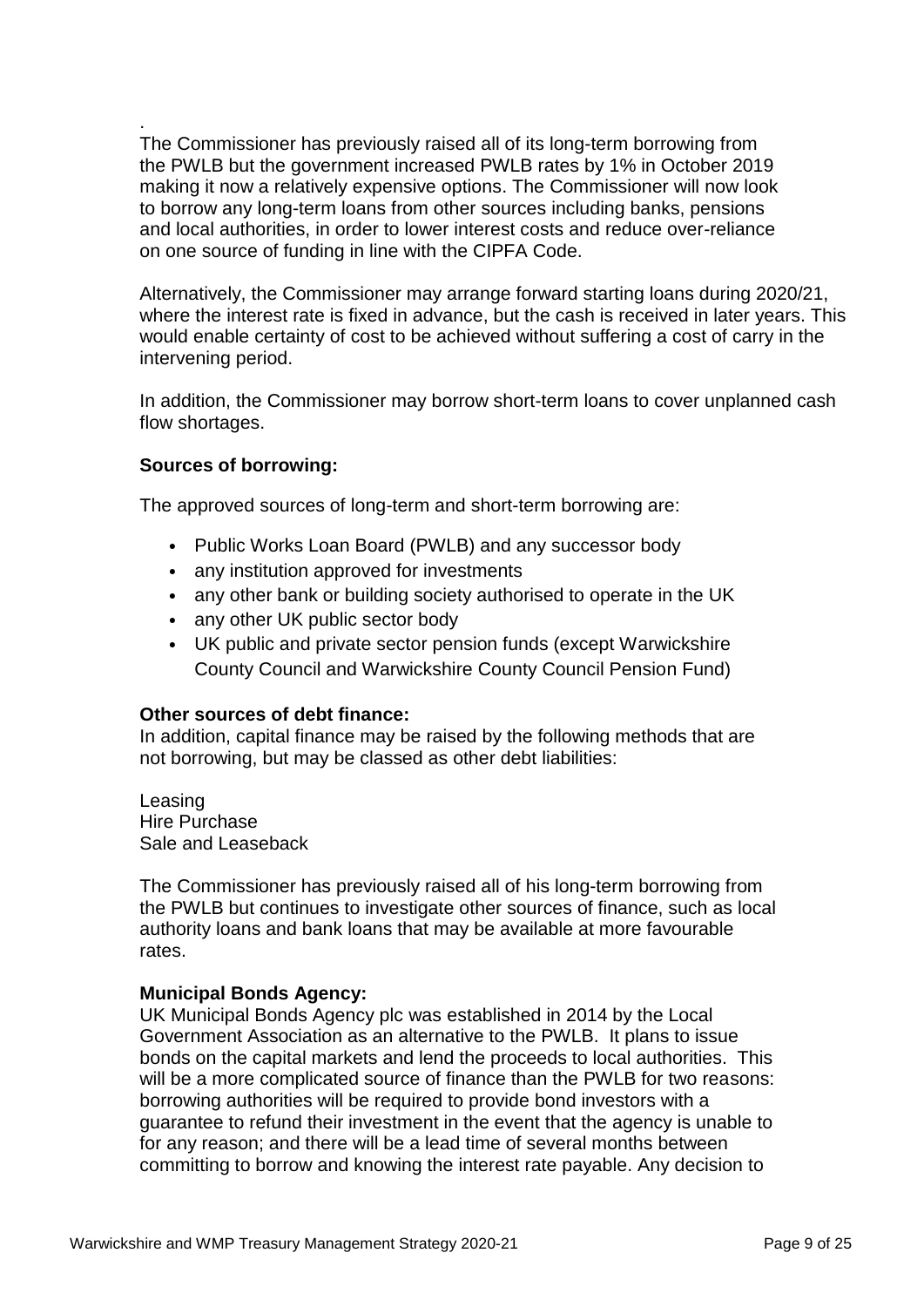.
The Commissioner has previously raised all of its long-term borrowing from the PWLB but the government increased PWLB rates by 1% in October 2019 making it now a relatively expensive options. The Commissioner will now look to borrow any long-term loans from other sources including banks, pensions and local authorities, in order to lower interest costs and reduce over-reliance on one source of funding in line with the CIPFA Code.

Alternatively, the Commissioner may arrange forward starting loans during 2020/21, where the interest rate is fixed in advance, but the cash is received in later years. This would enable certainty of cost to be achieved without suffering a cost of carry in the intervening period.

In addition, the Commissioner may borrow short-term loans to cover unplanned cash flow shortages.

**Sources of borrowing:**

The approved sources of long-term and short-term borrowing are:

- Public Works Loan Board (PWLB) and any successor body
- any institution approved for investments
- any other bank or building society authorised to operate in the UK
- any other UK public sector body
- UK public and private sector pension funds (except Warwickshire County Council and Warwickshire County Council Pension Fund)

**Other sources of debt finance:**
In addition, capital finance may be raised by the following methods that are not borrowing, but may be classed as other debt liabilities:

Leasing
Hire Purchase
Sale and Leaseback

The Commissioner has previously raised all of his long-term borrowing from the PWLB but continues to investigate other sources of finance, such as local authority loans and bank loans that may be available at more favourable rates.

**Municipal Bonds Agency:**
UK Municipal Bonds Agency plc was established in 2014 by the Local Government Association as an alternative to the PWLB. It plans to issue bonds on the capital markets and lend the proceeds to local authorities. This will be a more complicated source of finance than the PWLB for two reasons: borrowing authorities will be required to provide bond investors with a guarantee to refund their investment in the event that the agency is unable to for any reason; and there will be a lead time of several months between committing to borrow and knowing the interest rate payable. Any decision to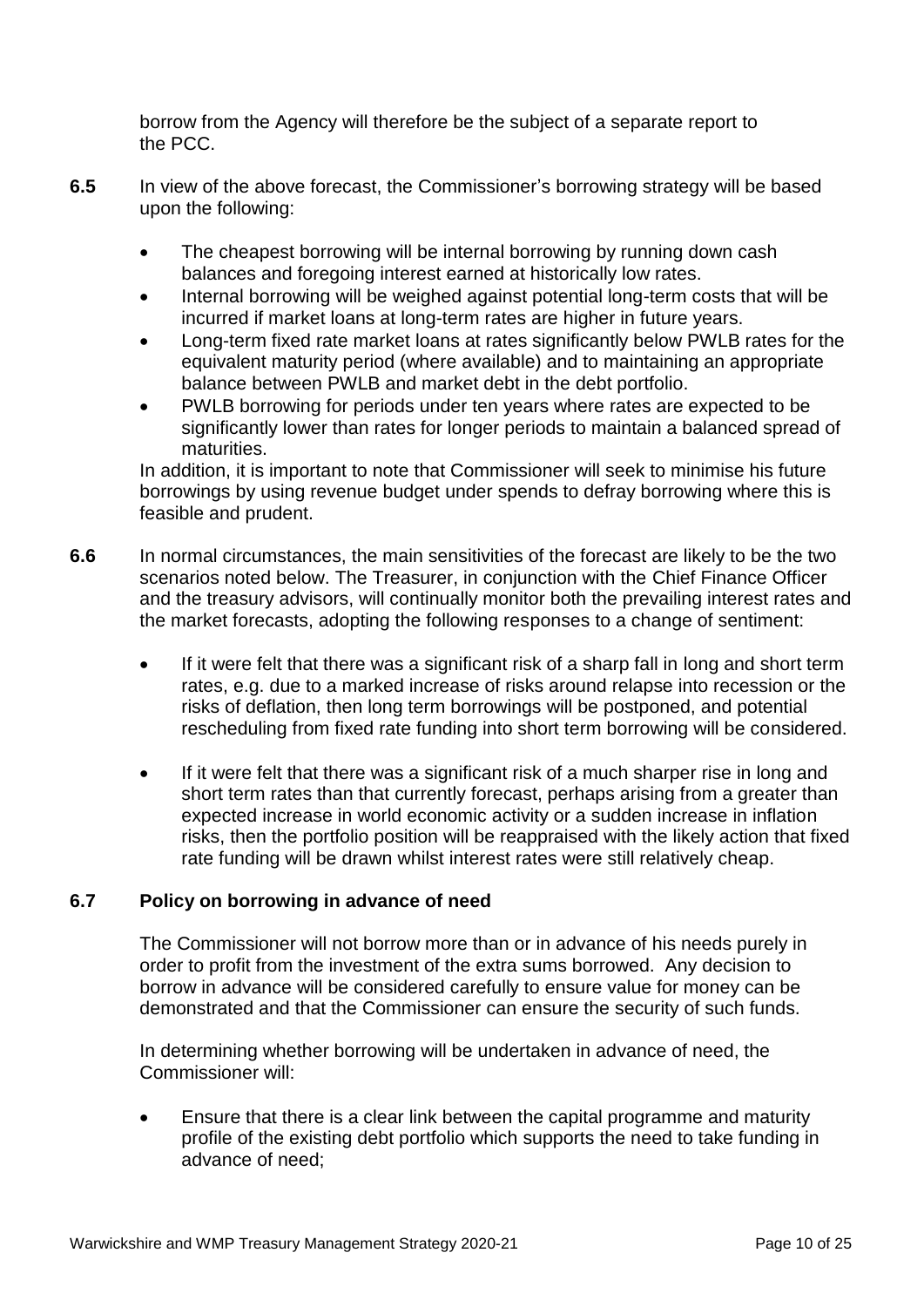borrow from the Agency will therefore be the subject of a separate report to the PCC.

**6.5** In view of the above forecast, the Commissioner's borrowing strategy will be based upon the following:

- The cheapest borrowing will be internal borrowing by running down cash balances and foregoing interest earned at historically low rates.
- Internal borrowing will be weighed against potential long-term costs that will be incurred if market loans at long-term rates are higher in future years.
- Long-term fixed rate market loans at rates significantly below PWLB rates for the equivalent maturity period (where available) and to maintaining an appropriate balance between PWLB and market debt in the debt portfolio.
- PWLB borrowing for periods under ten years where rates are expected to be significantly lower than rates for longer periods to maintain a balanced spread of maturities.

In addition, it is important to note that Commissioner will seek to minimise his future borrowings by using revenue budget under spends to defray borrowing where this is feasible and prudent.

**6.6** In normal circumstances, the main sensitivities of the forecast are likely to be the two scenarios noted below. The Treasurer, in conjunction with the Chief Finance Officer and the treasury advisors, will continually monitor both the prevailing interest rates and the market forecasts, adopting the following responses to a change of sentiment:

- If it were felt that there was a significant risk of a sharp fall in long and short term rates, e.g. due to a marked increase of risks around relapse into recession or the risks of deflation, then long term borrowings will be postponed, and potential rescheduling from fixed rate funding into short term borrowing will be considered.

- If it were felt that there was a significant risk of a much sharper rise in long and short term rates than that currently forecast, perhaps arising from a greater than expected increase in world economic activity or a sudden increase in inflation risks, then the portfolio position will be reappraised with the likely action that fixed rate funding will be drawn whilst interest rates were still relatively cheap.

### 6.7 Policy on borrowing in advance of need

The Commissioner will not borrow more than or in advance of his needs purely in order to profit from the investment of the extra sums borrowed. Any decision to borrow in advance will be considered carefully to ensure value for money can be demonstrated and that the Commissioner can ensure the security of such funds.

In determining whether borrowing will be undertaken in advance of need, the Commissioner will:

- Ensure that there is a clear link between the capital programme and maturity profile of the existing debt portfolio which supports the need to take funding in advance of need;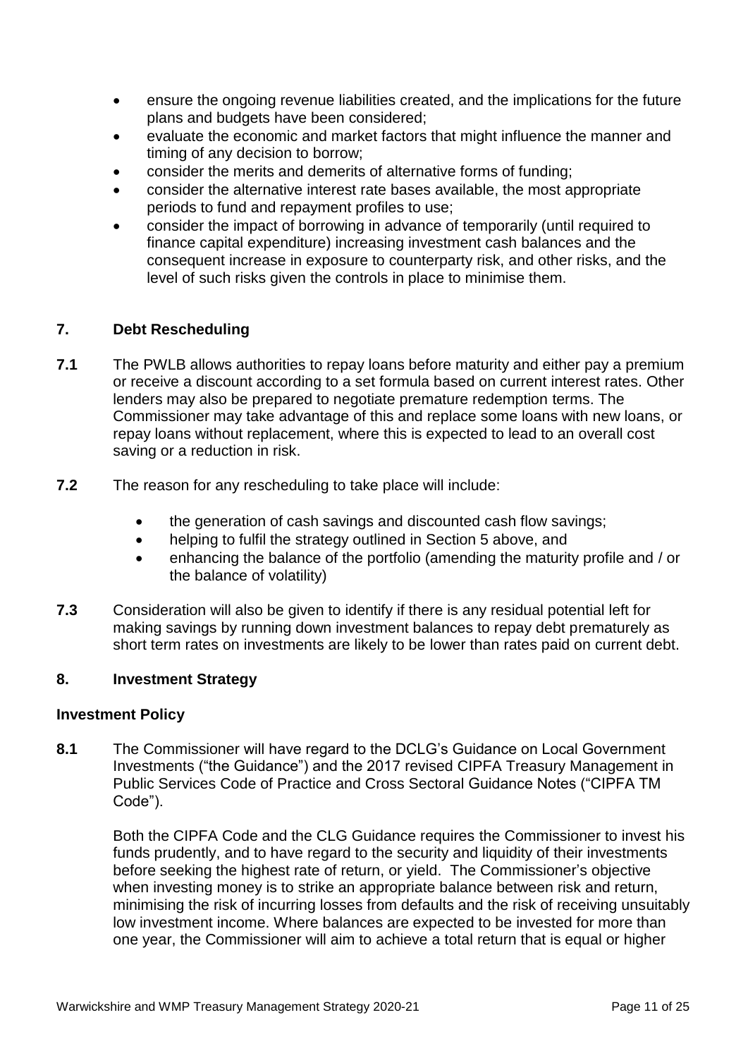- ensure the ongoing revenue liabilities created, and the implications for the future plans and budgets have been considered;
- evaluate the economic and market factors that might influence the manner and timing of any decision to borrow;
- consider the merits and demerits of alternative forms of funding;
- consider the alternative interest rate bases available, the most appropriate periods to fund and repayment profiles to use;
- consider the impact of borrowing in advance of temporarily (until required to finance capital expenditure) increasing investment cash balances and the consequent increase in exposure to counterparty risk, and other risks, and the level of such risks given the controls in place to minimise them.

## 7. Debt Rescheduling

**7.1** The PWLB allows authorities to repay loans before maturity and either pay a premium or receive a discount according to a set formula based on current interest rates. Other lenders may also be prepared to negotiate premature redemption terms. The Commissioner may take advantage of this and replace some loans with new loans, or repay loans without replacement, where this is expected to lead to an overall cost saving or a reduction in risk.

**7.2** The reason for any rescheduling to take place will include:

- the generation of cash savings and discounted cash flow savings;
- helping to fulfil the strategy outlined in Section 5 above, and
- enhancing the balance of the portfolio (amending the maturity profile and / or the balance of volatility)

**7.3** Consideration will also be given to identify if there is any residual potential left for making savings by running down investment balances to repay debt prematurely as short term rates on investments are likely to be lower than rates paid on current debt.

## 8. Investment Strategy

### Investment Policy

**8.1** The Commissioner will have regard to the DCLG's Guidance on Local Government Investments ("the Guidance") and the 2017 revised CIPFA Treasury Management in Public Services Code of Practice and Cross Sectoral Guidance Notes ("CIPFA TM Code").

Both the CIPFA Code and the CLG Guidance requires the Commissioner to invest his funds prudently, and to have regard to the security and liquidity of their investments before seeking the highest rate of return, or yield. The Commissioner's objective when investing money is to strike an appropriate balance between risk and return, minimising the risk of incurring losses from defaults and the risk of receiving unsuitably low investment income. Where balances are expected to be invested for more than one year, the Commissioner will aim to achieve a total return that is equal or higher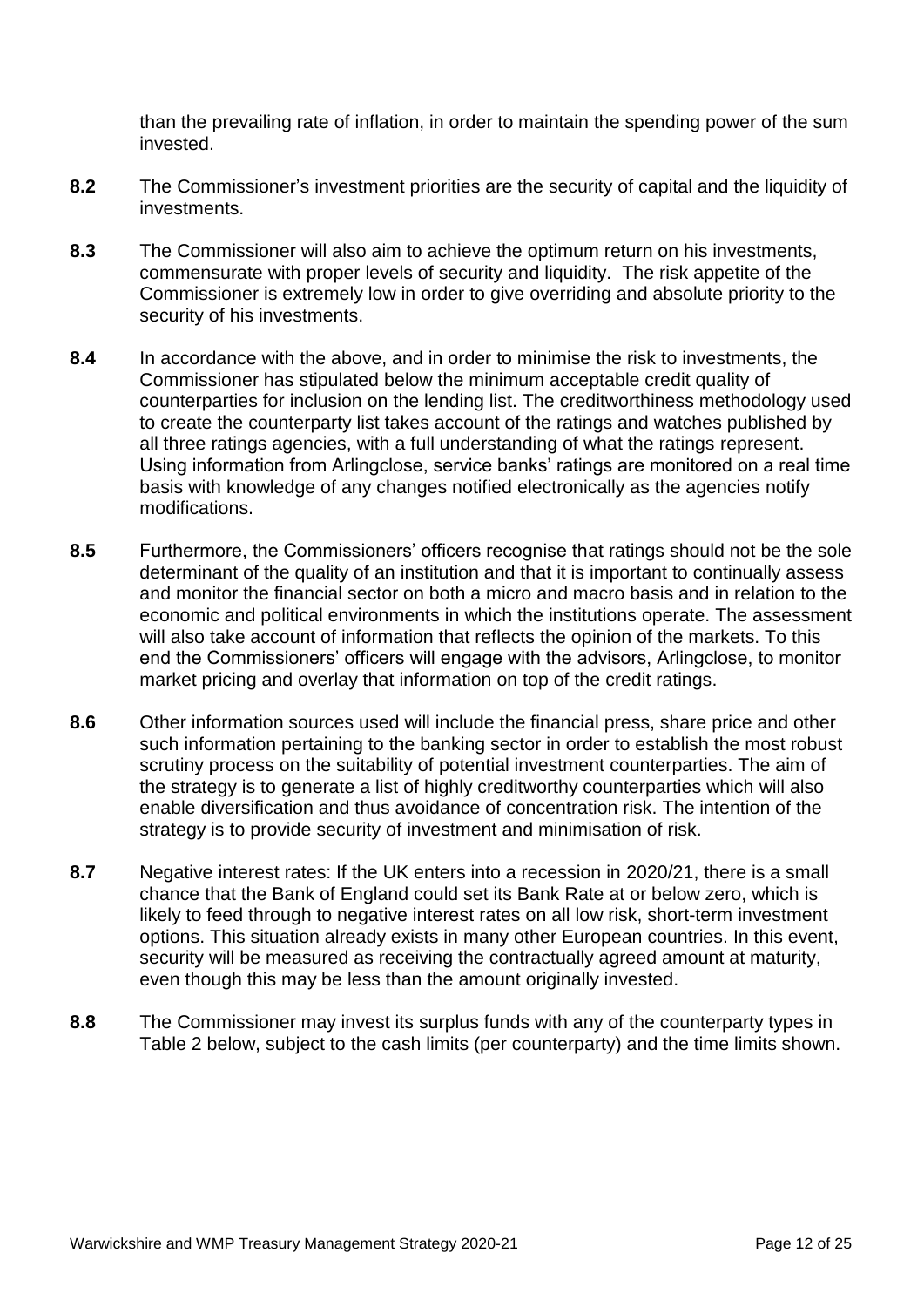than the prevailing rate of inflation, in order to maintain the spending power of the sum invested.

**8.2** The Commissioner's investment priorities are the security of capital and the liquidity of investments.

**8.3** The Commissioner will also aim to achieve the optimum return on his investments, commensurate with proper levels of security and liquidity. The risk appetite of the Commissioner is extremely low in order to give overriding and absolute priority to the security of his investments.

**8.4** In accordance with the above, and in order to minimise the risk to investments, the Commissioner has stipulated below the minimum acceptable credit quality of counterparties for inclusion on the lending list. The creditworthiness methodology used to create the counterparty list takes account of the ratings and watches published by all three ratings agencies, with a full understanding of what the ratings represent. Using information from Arlingclose, service banks' ratings are monitored on a real time basis with knowledge of any changes notified electronically as the agencies notify modifications.

**8.5** Furthermore, the Commissioners' officers recognise that ratings should not be the sole determinant of the quality of an institution and that it is important to continually assess and monitor the financial sector on both a micro and macro basis and in relation to the economic and political environments in which the institutions operate. The assessment will also take account of information that reflects the opinion of the markets. To this end the Commissioners' officers will engage with the advisors, Arlingclose, to monitor market pricing and overlay that information on top of the credit ratings.

**8.6** Other information sources used will include the financial press, share price and other such information pertaining to the banking sector in order to establish the most robust scrutiny process on the suitability of potential investment counterparties. The aim of the strategy is to generate a list of highly creditworthy counterparties which will also enable diversification and thus avoidance of concentration risk. The intention of the strategy is to provide security of investment and minimisation of risk.

**8.7** Negative interest rates: If the UK enters into a recession in 2020/21, there is a small chance that the Bank of England could set its Bank Rate at or below zero, which is likely to feed through to negative interest rates on all low risk, short-term investment options. This situation already exists in many other European countries. In this event, security will be measured as receiving the contractually agreed amount at maturity, even though this may be less than the amount originally invested.

**8.8** The Commissioner may invest its surplus funds with any of the counterparty types in Table 2 below, subject to the cash limits (per counterparty) and the time limits shown.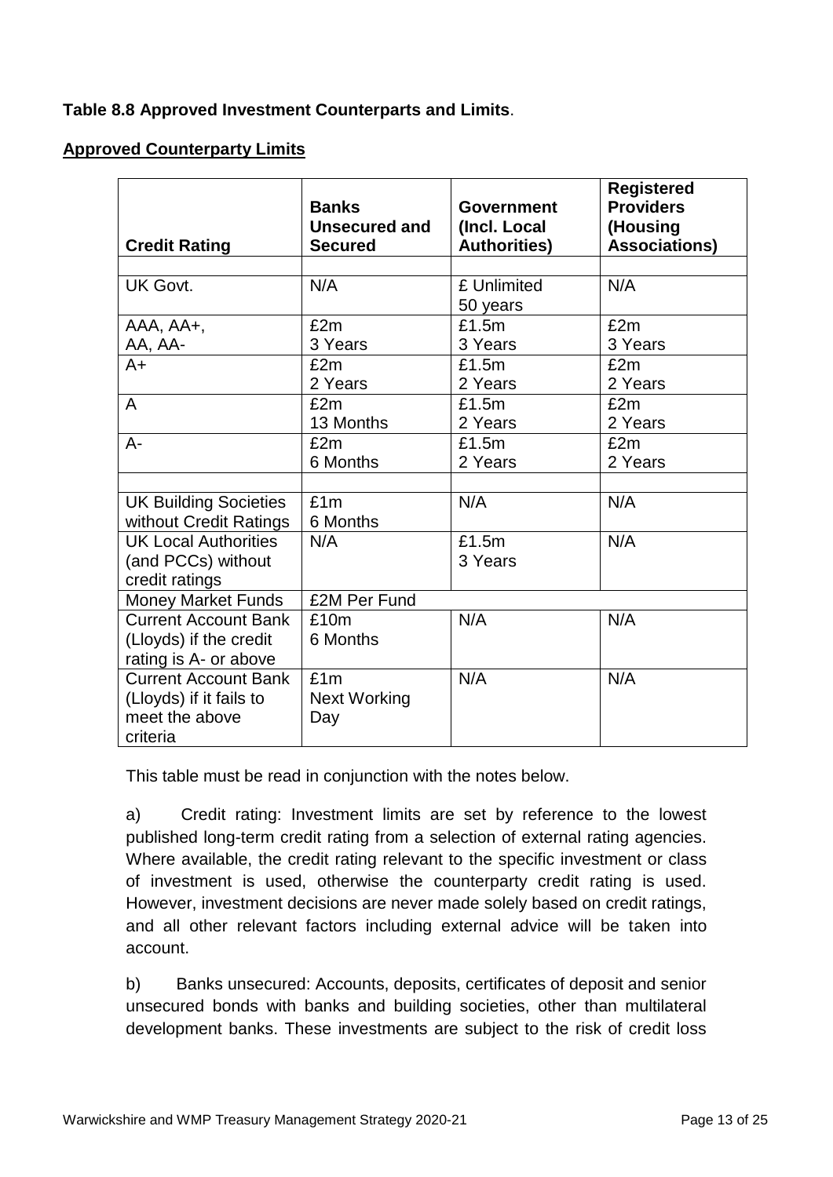**Table 8.8 Approved Investment Counterparts and Limits**.

**Approved Counterparty Limits**

| Credit Rating | Banks Unsecured and Secured | Government (Incl. Local Authorities) | Registered Providers (Housing Associations) |
|---|---|---|---|
| | | | |
| UK Govt. | N/A | £ Unlimited 50 years | N/A |
| AAA, AA+, AA, AA- | £2m 3 Years | £1.5m 3 Years | £2m 3 Years |
| A+ | £2m 2 Years | £1.5m 2 Years | £2m 2 Years |
| A | £2m 13 Months | £1.5m 2 Years | £2m 2 Years |
| A- | £2m 6 Months | £1.5m 2 Years | £2m 2 Years |
| | | | |
| UK Building Societies without Credit Ratings | £1m 6 Months | N/A | N/A |
| UK Local Authorities (and PCCs) without credit ratings | N/A | £1.5m 3 Years | N/A |
| Money Market Funds | £2M Per Fund | | |
| Current Account Bank (Lloyds) if the credit rating is A- or above | £10m 6 Months | N/A | N/A |
| Current Account Bank (Lloyds) if it fails to meet the above criteria | £1m Next Working Day | N/A | N/A |

This table must be read in conjunction with the notes below.

a) Credit rating: Investment limits are set by reference to the lowest published long-term credit rating from a selection of external rating agencies. Where available, the credit rating relevant to the specific investment or class of investment is used, otherwise the counterparty credit rating is used. However, investment decisions are never made solely based on credit ratings, and all other relevant factors including external advice will be taken into account.

b) Banks unsecured: Accounts, deposits, certificates of deposit and senior unsecured bonds with banks and building societies, other than multilateral development banks. These investments are subject to the risk of credit loss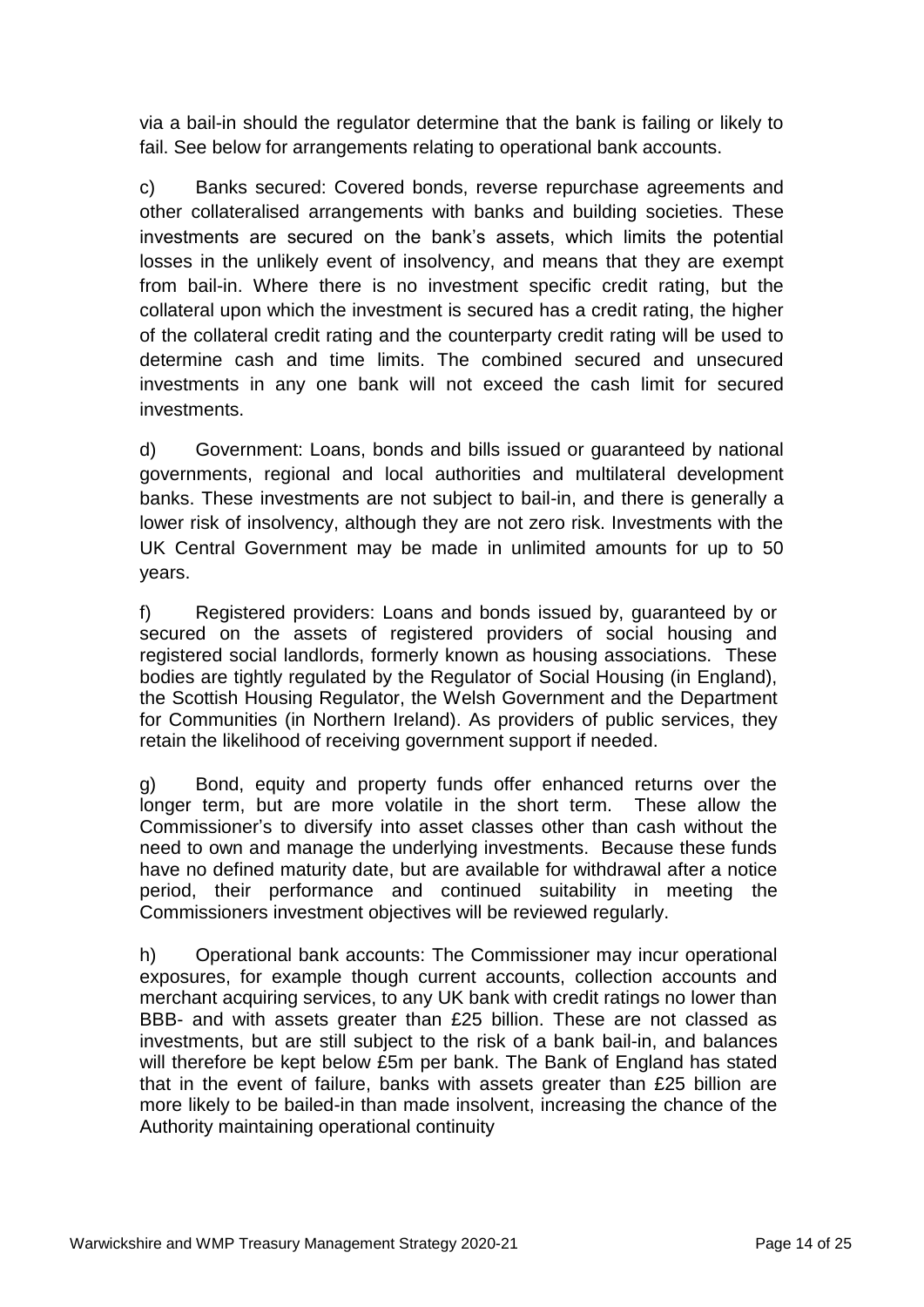via a bail-in should the regulator determine that the bank is failing or likely to fail. See below for arrangements relating to operational bank accounts.

c) Banks secured: Covered bonds, reverse repurchase agreements and other collateralised arrangements with banks and building societies. These investments are secured on the bank's assets, which limits the potential losses in the unlikely event of insolvency, and means that they are exempt from bail-in. Where there is no investment specific credit rating, but the collateral upon which the investment is secured has a credit rating, the higher of the collateral credit rating and the counterparty credit rating will be used to determine cash and time limits. The combined secured and unsecured investments in any one bank will not exceed the cash limit for secured investments.

d) Government: Loans, bonds and bills issued or guaranteed by national governments, regional and local authorities and multilateral development banks. These investments are not subject to bail-in, and there is generally a lower risk of insolvency, although they are not zero risk. Investments with the UK Central Government may be made in unlimited amounts for up to 50 years.

f) Registered providers: Loans and bonds issued by, guaranteed by or secured on the assets of registered providers of social housing and registered social landlords, formerly known as housing associations. These bodies are tightly regulated by the Regulator of Social Housing (in England), the Scottish Housing Regulator, the Welsh Government and the Department for Communities (in Northern Ireland). As providers of public services, they retain the likelihood of receiving government support if needed.

g) Bond, equity and property funds offer enhanced returns over the longer term, but are more volatile in the short term. These allow the Commissioner's to diversify into asset classes other than cash without the need to own and manage the underlying investments. Because these funds have no defined maturity date, but are available for withdrawal after a notice period, their performance and continued suitability in meeting the Commissioners investment objectives will be reviewed regularly.

h) Operational bank accounts: The Commissioner may incur operational exposures, for example though current accounts, collection accounts and merchant acquiring services, to any UK bank with credit ratings no lower than BBB- and with assets greater than £25 billion. These are not classed as investments, but are still subject to the risk of a bank bail-in, and balances will therefore be kept below £5m per bank. The Bank of England has stated that in the event of failure, banks with assets greater than £25 billion are more likely to be bailed-in than made insolvent, increasing the chance of the Authority maintaining operational continuity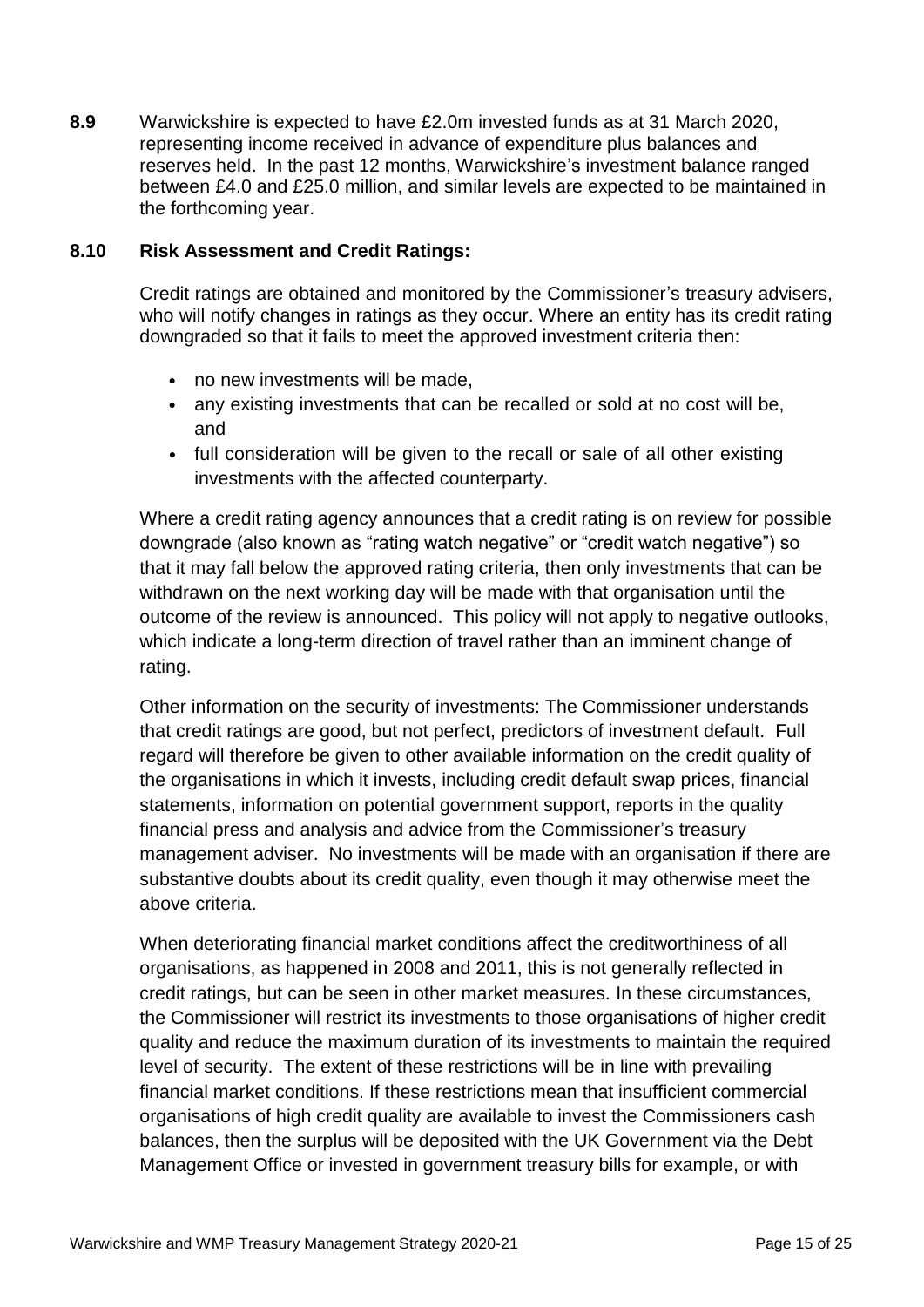**8.9** Warwickshire is expected to have £2.0m invested funds as at 31 March 2020, representing income received in advance of expenditure plus balances and reserves held. In the past 12 months, Warwickshire's investment balance ranged between £4.0 and £25.0 million, and similar levels are expected to be maintained in the forthcoming year.

**8.10 Risk Assessment and Credit Ratings:**

Credit ratings are obtained and monitored by the Commissioner's treasury advisers, who will notify changes in ratings as they occur. Where an entity has its credit rating downgraded so that it fails to meet the approved investment criteria then:

- no new investments will be made,
- any existing investments that can be recalled or sold at no cost will be, and
- full consideration will be given to the recall or sale of all other existing investments with the affected counterparty.

Where a credit rating agency announces that a credit rating is on review for possible downgrade (also known as "rating watch negative" or "credit watch negative") so that it may fall below the approved rating criteria, then only investments that can be withdrawn on the next working day will be made with that organisation until the outcome of the review is announced. This policy will not apply to negative outlooks, which indicate a long-term direction of travel rather than an imminent change of rating.

Other information on the security of investments: The Commissioner understands that credit ratings are good, but not perfect, predictors of investment default. Full regard will therefore be given to other available information on the credit quality of the organisations in which it invests, including credit default swap prices, financial statements, information on potential government support, reports in the quality financial press and analysis and advice from the Commissioner's treasury management adviser. No investments will be made with an organisation if there are substantive doubts about its credit quality, even though it may otherwise meet the above criteria.

When deteriorating financial market conditions affect the creditworthiness of all organisations, as happened in 2008 and 2011, this is not generally reflected in credit ratings, but can be seen in other market measures. In these circumstances, the Commissioner will restrict its investments to those organisations of higher credit quality and reduce the maximum duration of its investments to maintain the required level of security. The extent of these restrictions will be in line with prevailing financial market conditions. If these restrictions mean that insufficient commercial organisations of high credit quality are available to invest the Commissioners cash balances, then the surplus will be deposited with the UK Government via the Debt Management Office or invested in government treasury bills for example, or with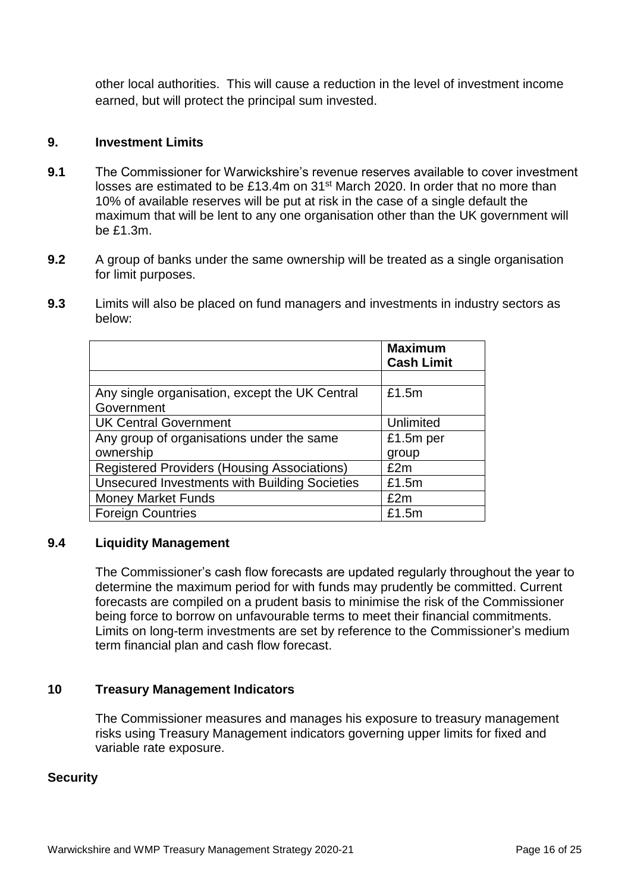other local authorities. This will cause a reduction in the level of investment income earned, but will protect the principal sum invested.

## 9. Investment Limits

**9.1** The Commissioner for Warwickshire's revenue reserves available to cover investment losses are estimated to be £13.4m on 31st March 2020. In order that no more than 10% of available reserves will be put at risk in the case of a single default the maximum that will be lent to any one organisation other than the UK government will be £1.3m.

**9.2** A group of banks under the same ownership will be treated as a single organisation for limit purposes.

**9.3** Limits will also be placed on fund managers and investments in industry sectors as below:

| | **Maximum Cash Limit** |
|---|---|
| | |
| Any single organisation, except the UK Central Government | £1.5m |
| UK Central Government | Unlimited |
| Any group of organisations under the same ownership | £1.5m per group |
| Registered Providers (Housing Associations) | £2m |
| Unsecured Investments with Building Societies | £1.5m |
| Money Market Funds | £2m |
| Foreign Countries | £1.5m |

### 9.4 Liquidity Management

The Commissioner's cash flow forecasts are updated regularly throughout the year to determine the maximum period for with funds may prudently be committed. Current forecasts are compiled on a prudent basis to minimise the risk of the Commissioner being force to borrow on unfavourable terms to meet their financial commitments. Limits on long-term investments are set by reference to the Commissioner's medium term financial plan and cash flow forecast.

## 10 Treasury Management Indicators

The Commissioner measures and manages his exposure to treasury management risks using Treasury Management indicators governing upper limits for fixed and variable rate exposure.

**Security**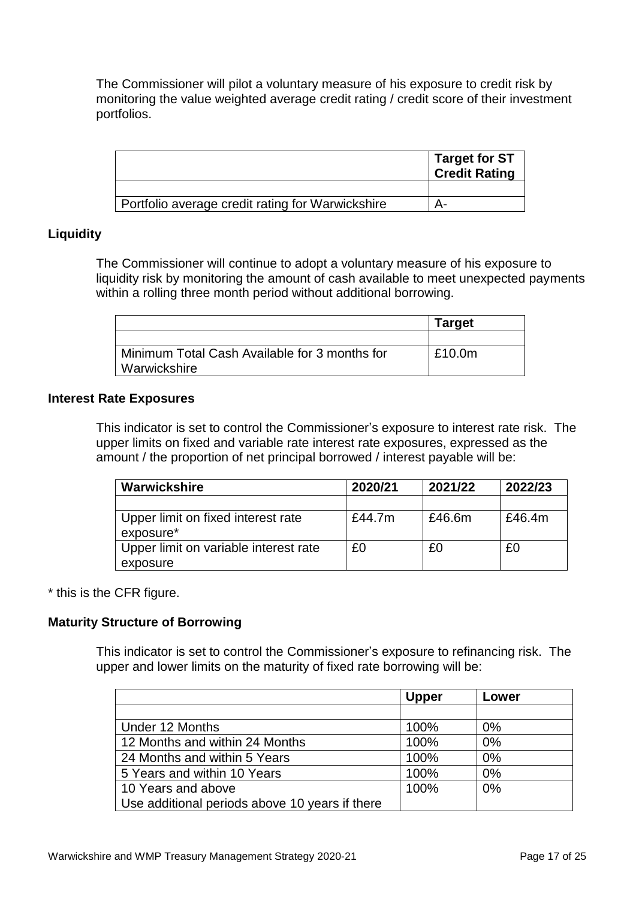The Commissioner will pilot a voluntary measure of his exposure to credit risk by monitoring the value weighted average credit rating / credit score of their investment portfolios.

| | Target for ST Credit Rating |
|---|---|
| | |
| Portfolio average credit rating for Warwickshire | A- |

**Liquidity**

The Commissioner will continue to adopt a voluntary measure of his exposure to liquidity risk by monitoring the amount of cash available to meet unexpected payments within a rolling three month period without additional borrowing.

| | Target |
|---|---|
| | |
| Minimum Total Cash Available for 3 months for Warwickshire | £10.0m |

**Interest Rate Exposures**

This indicator is set to control the Commissioner's exposure to interest rate risk. The upper limits on fixed and variable rate interest rate exposures, expressed as the amount / the proportion of net principal borrowed / interest payable will be:

| Warwickshire | 2020/21 | 2021/22 | 2022/23 |
|---|---|---|---|
| | | | |
| Upper limit on fixed interest rate exposure* | £44.7m | £46.6m | £46.4m |
| Upper limit on variable interest rate exposure | £0 | £0 | £0 |

* this is the CFR figure.

**Maturity Structure of Borrowing**

This indicator is set to control the Commissioner's exposure to refinancing risk. The upper and lower limits on the maturity of fixed rate borrowing will be:

| | Upper | Lower |
|---|---|---|
| | | |
| Under 12 Months | 100% | 0% |
| 12 Months and within 24 Months | 100% | 0% |
| 24 Months and within 5 Years | 100% | 0% |
| 5 Years and within 10 Years | 100% | 0% |
| 10 Years and above<br>Use additional periods above 10 years if there | 100% | 0% |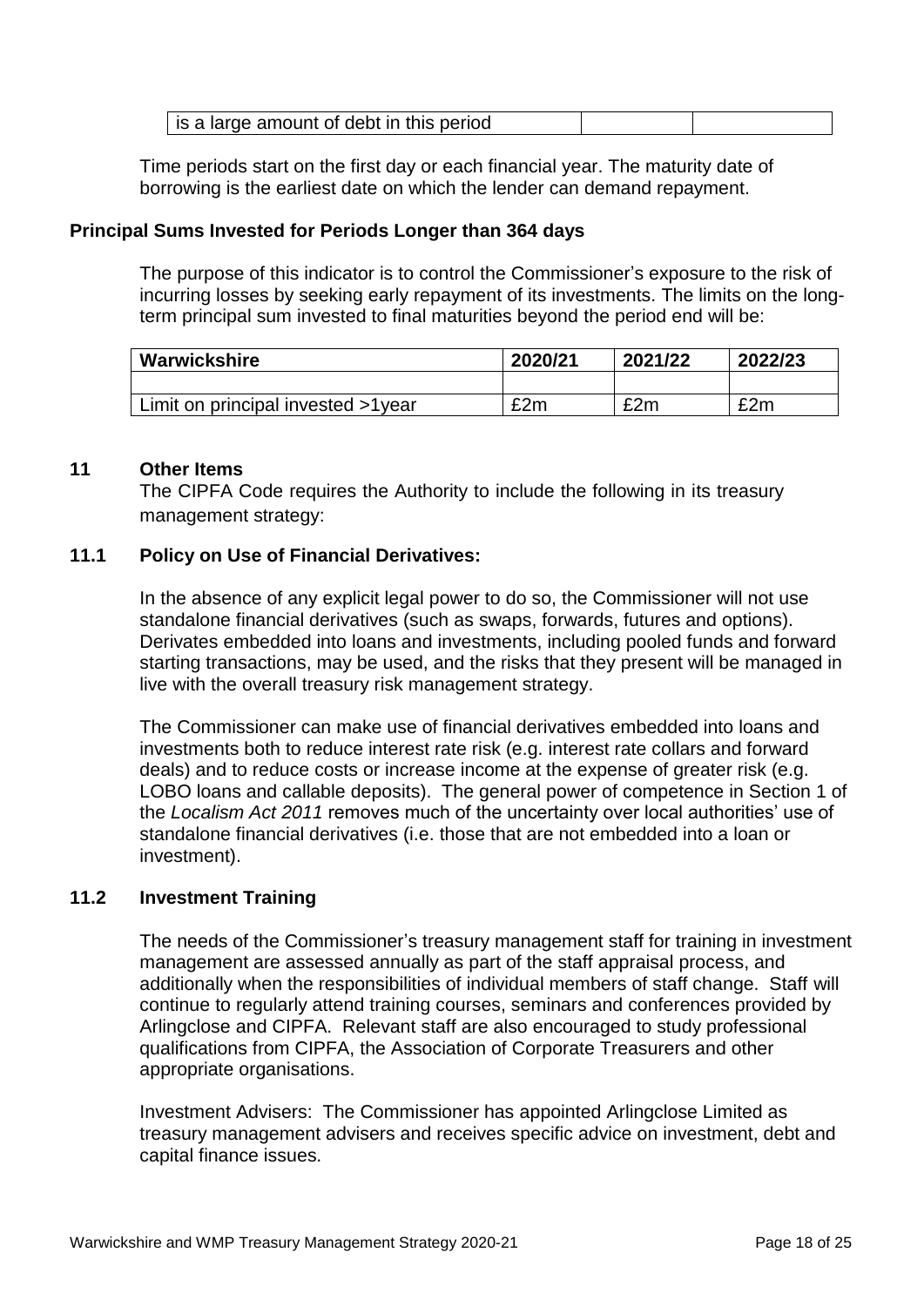| is a large amount of debt in this period | | |
|---|---|---|

Time periods start on the first day or each financial year. The maturity date of borrowing is the earliest date on which the lender can demand repayment.

**Principal Sums Invested for Periods Longer than 364 days**

The purpose of this indicator is to control the Commissioner's exposure to the risk of incurring losses by seeking early repayment of its investments. The limits on the long-term principal sum invested to final maturities beyond the period end will be:

| Warwickshire | 2020/21 | 2021/22 | 2022/23 |
|---|---|---|---|
| | | | |
| Limit on principal invested >1year | £2m | £2m | £2m |

## 11 Other Items

The CIPFA Code requires the Authority to include the following in its treasury management strategy:

### 11.1 Policy on Use of Financial Derivatives:

In the absence of any explicit legal power to do so, the Commissioner will not use standalone financial derivatives (such as swaps, forwards, futures and options). Derivates embedded into loans and investments, including pooled funds and forward starting transactions, may be used, and the risks that they present will be managed in live with the overall treasury risk management strategy.

The Commissioner can make use of financial derivatives embedded into loans and investments both to reduce interest rate risk (e.g. interest rate collars and forward deals) and to reduce costs or increase income at the expense of greater risk (e.g. LOBO loans and callable deposits). The general power of competence in Section 1 of the *Localism Act 2011* removes much of the uncertainty over local authorities' use of standalone financial derivatives (i.e. those that are not embedded into a loan or investment).

### 11.2 Investment Training

The needs of the Commissioner's treasury management staff for training in investment management are assessed annually as part of the staff appraisal process, and additionally when the responsibilities of individual members of staff change. Staff will continue to regularly attend training courses, seminars and conferences provided by Arlingclose and CIPFA. Relevant staff are also encouraged to study professional qualifications from CIPFA, the Association of Corporate Treasurers and other appropriate organisations.

Investment Advisers: The Commissioner has appointed Arlingclose Limited as treasury management advisers and receives specific advice on investment, debt and capital finance issues.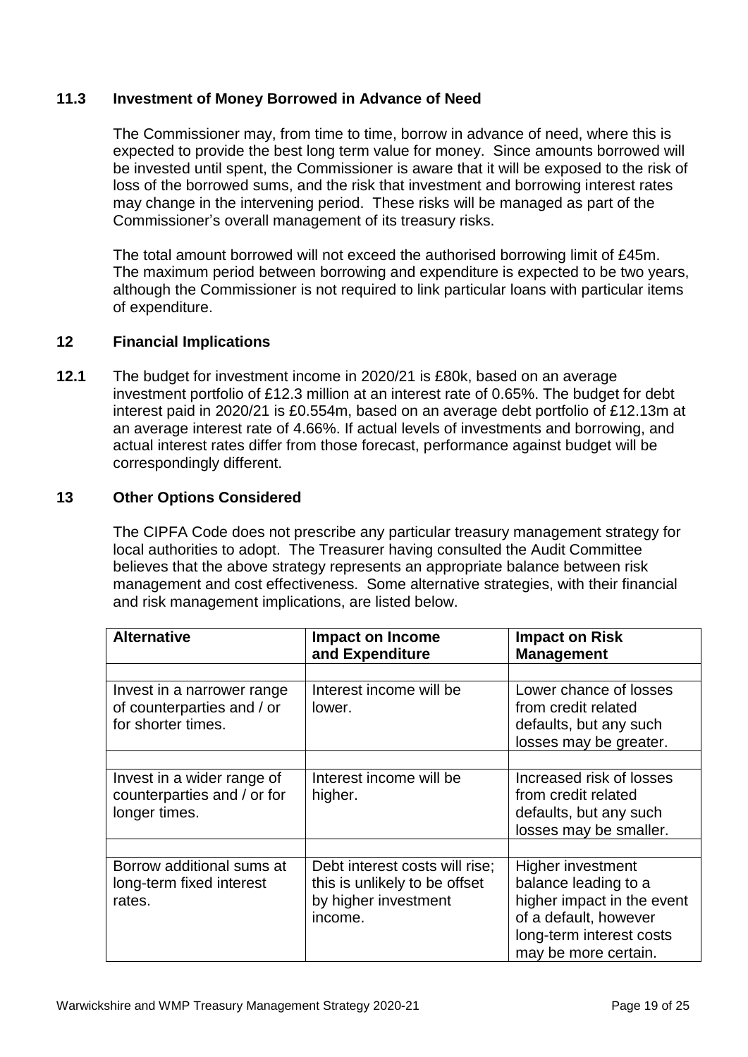### 11.3 Investment of Money Borrowed in Advance of Need

The Commissioner may, from time to time, borrow in advance of need, where this is expected to provide the best long term value for money. Since amounts borrowed will be invested until spent, the Commissioner is aware that it will be exposed to the risk of loss of the borrowed sums, and the risk that investment and borrowing interest rates may change in the intervening period. These risks will be managed as part of the Commissioner's overall management of its treasury risks.

The total amount borrowed will not exceed the authorised borrowing limit of £45m. The maximum period between borrowing and expenditure is expected to be two years, although the Commissioner is not required to link particular loans with particular items of expenditure.

## 12 Financial Implications

**12.1** The budget for investment income in 2020/21 is £80k, based on an average investment portfolio of £12.3 million at an interest rate of 0.65%. The budget for debt interest paid in 2020/21 is £0.554m, based on an average debt portfolio of £12.13m at an average interest rate of 4.66%. If actual levels of investments and borrowing, and actual interest rates differ from those forecast, performance against budget will be correspondingly different.

## 13 Other Options Considered

The CIPFA Code does not prescribe any particular treasury management strategy for local authorities to adopt. The Treasurer having consulted the Audit Committee believes that the above strategy represents an appropriate balance between risk management and cost effectiveness. Some alternative strategies, with their financial and risk management implications, are listed below.

| Alternative | Impact on Income and Expenditure | Impact on Risk Management |
|---|---|---|
| Invest in a narrower range of counterparties and / or for shorter times. | Interest income will be lower. | Lower chance of losses from credit related defaults, but any such losses may be greater. |
| Invest in a wider range of counterparties and / or for longer times. | Interest income will be higher. | Increased risk of losses from credit related defaults, but any such losses may be smaller. |
| Borrow additional sums at long-term fixed interest rates. | Debt interest costs will rise; this is unlikely to be offset by higher investment income. | Higher investment balance leading to a higher impact in the event of a default, however long-term interest costs may be more certain. |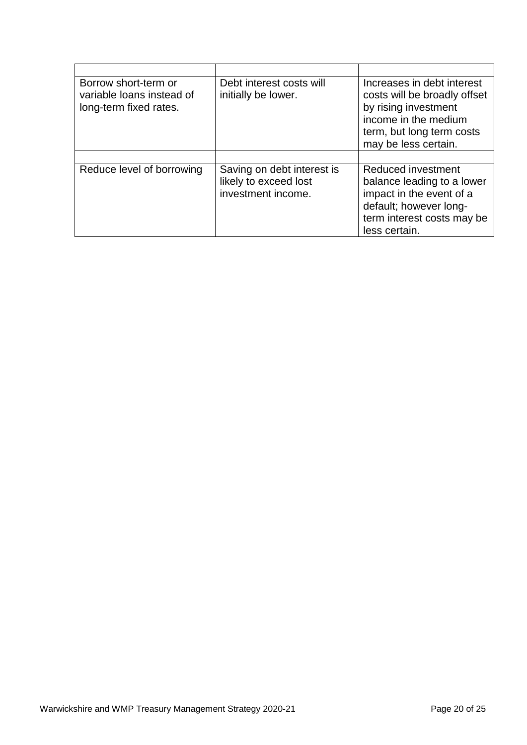| | | |
|---|---|---|
| Borrow short-term or variable loans instead of long-term fixed rates. | Debt interest costs will initially be lower. | Increases in debt interest costs will be broadly offset by rising investment income in the medium term, but long term costs may be less certain. |
| | | |
| Reduce level of borrowing | Saving on debt interest is likely to exceed lost investment income. | Reduced investment balance leading to a lower impact in the event of a default; however long-term interest costs may be less certain. |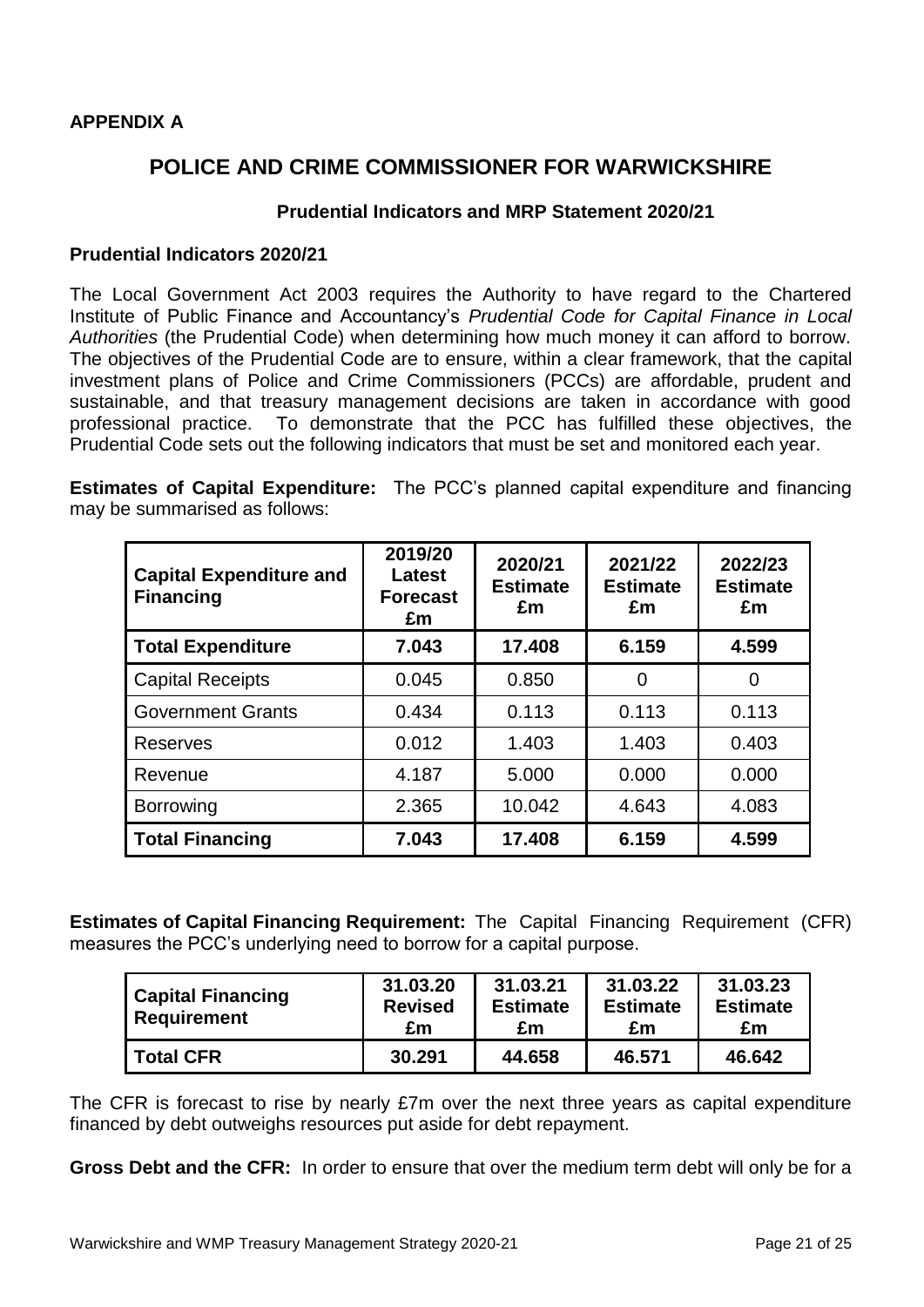**APPENDIX A**

## POLICE AND CRIME COMMISSIONER FOR WARWICKSHIRE

### Prudential Indicators and MRP Statement 2020/21

**Prudential Indicators 2020/21**

The Local Government Act 2003 requires the Authority to have regard to the Chartered Institute of Public Finance and Accountancy's *Prudential Code for Capital Finance in Local Authorities* (the Prudential Code) when determining how much money it can afford to borrow. The objectives of the Prudential Code are to ensure, within a clear framework, that the capital investment plans of Police and Crime Commissioners (PCCs) are affordable, prudent and sustainable, and that treasury management decisions are taken in accordance with good professional practice. To demonstrate that the PCC has fulfilled these objectives, the Prudential Code sets out the following indicators that must be set and monitored each year.

**Estimates of Capital Expenditure:** The PCC's planned capital expenditure and financing may be summarised as follows:

| Capital Expenditure and Financing | 2019/20 Latest Forecast £m | 2020/21 Estimate £m | 2021/22 Estimate £m | 2022/23 Estimate £m |
|---|---|---|---|---|
| **Total Expenditure** | **7.043** | **17.408** | **6.159** | **4.599** |
| Capital Receipts | 0.045 | 0.850 | 0 | 0 |
| Government Grants | 0.434 | 0.113 | 0.113 | 0.113 |
| Reserves | 0.012 | 1.403 | 1.403 | 0.403 |
| Revenue | 4.187 | 5.000 | 0.000 | 0.000 |
| Borrowing | 2.365 | 10.042 | 4.643 | 4.083 |
| **Total Financing** | **7.043** | **17.408** | **6.159** | **4.599** |

**Estimates of Capital Financing Requirement:** The Capital Financing Requirement (CFR) measures the PCC's underlying need to borrow for a capital purpose.

| Capital Financing Requirement | 31.03.20 Revised £m | 31.03.21 Estimate £m | 31.03.22 Estimate £m | 31.03.23 Estimate £m |
|---|---|---|---|---|
| **Total CFR** | **30.291** | **44.658** | **46.571** | **46.642** |

The CFR is forecast to rise by nearly £7m over the next three years as capital expenditure financed by debt outweighs resources put aside for debt repayment.

**Gross Debt and the CFR:** In order to ensure that over the medium term debt will only be for a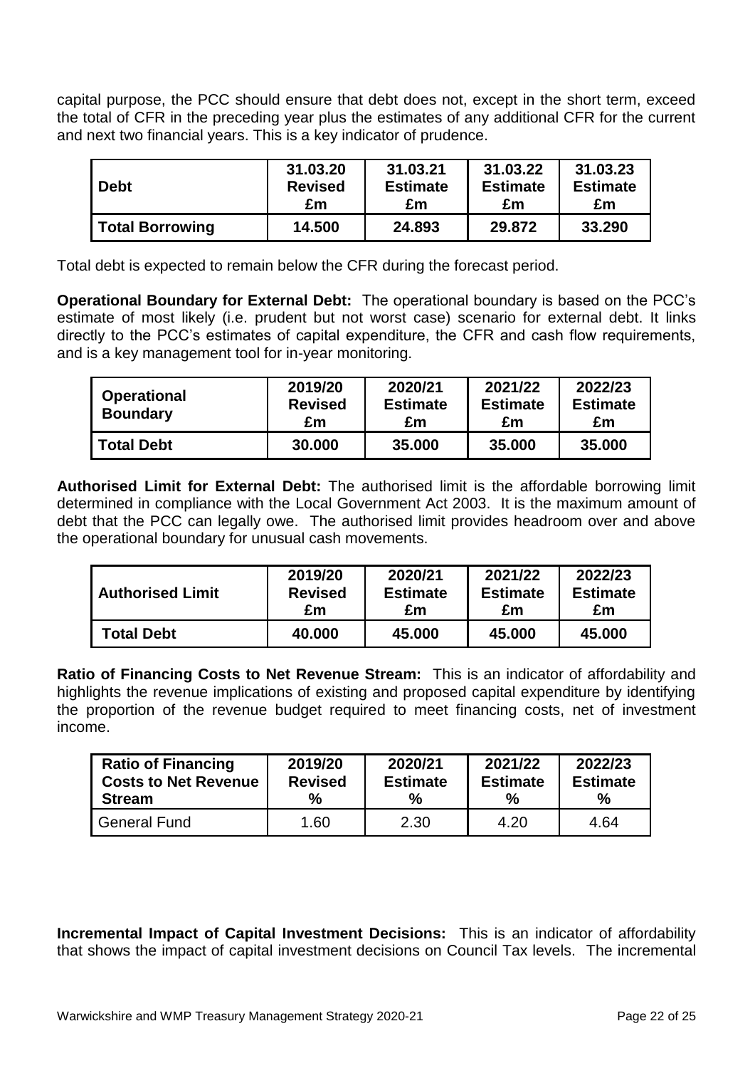capital purpose, the PCC should ensure that debt does not, except in the short term, exceed the total of CFR in the preceding year plus the estimates of any additional CFR for the current and next two financial years. This is a key indicator of prudence.

| Debt | 31.03.20 Revised £m | 31.03.21 Estimate £m | 31.03.22 Estimate £m | 31.03.23 Estimate £m |
|---|---|---|---|---|
| **Total Borrowing** | **14.500** | **24.893** | **29.872** | **33.290** |

Total debt is expected to remain below the CFR during the forecast period.

**Operational Boundary for External Debt:** The operational boundary is based on the PCC's estimate of most likely (i.e. prudent but not worst case) scenario for external debt. It links directly to the PCC's estimates of capital expenditure, the CFR and cash flow requirements, and is a key management tool for in-year monitoring.

| Operational Boundary | 2019/20 Revised £m | 2020/21 Estimate £m | 2021/22 Estimate £m | 2022/23 Estimate £m |
|---|---|---|---|---|
| **Total Debt** | **30.000** | **35.000** | **35.000** | **35.000** |

**Authorised Limit for External Debt:** The authorised limit is the affordable borrowing limit determined in compliance with the Local Government Act 2003. It is the maximum amount of debt that the PCC can legally owe. The authorised limit provides headroom over and above the operational boundary for unusual cash movements.

| Authorised Limit | 2019/20 Revised £m | 2020/21 Estimate £m | 2021/22 Estimate £m | 2022/23 Estimate £m |
|---|---|---|---|---|
| **Total Debt** | **40.000** | **45.000** | **45.000** | **45.000** |

**Ratio of Financing Costs to Net Revenue Stream:** This is an indicator of affordability and highlights the revenue implications of existing and proposed capital expenditure by identifying the proportion of the revenue budget required to meet financing costs, net of investment income.

| Ratio of Financing Costs to Net Revenue Stream | 2019/20 Revised % | 2020/21 Estimate % | 2021/22 Estimate % | 2022/23 Estimate % |
|---|---|---|---|---|
| General Fund | 1.60 | 2.30 | 4.20 | 4.64 |

**Incremental Impact of Capital Investment Decisions:** This is an indicator of affordability that shows the impact of capital investment decisions on Council Tax levels. The incremental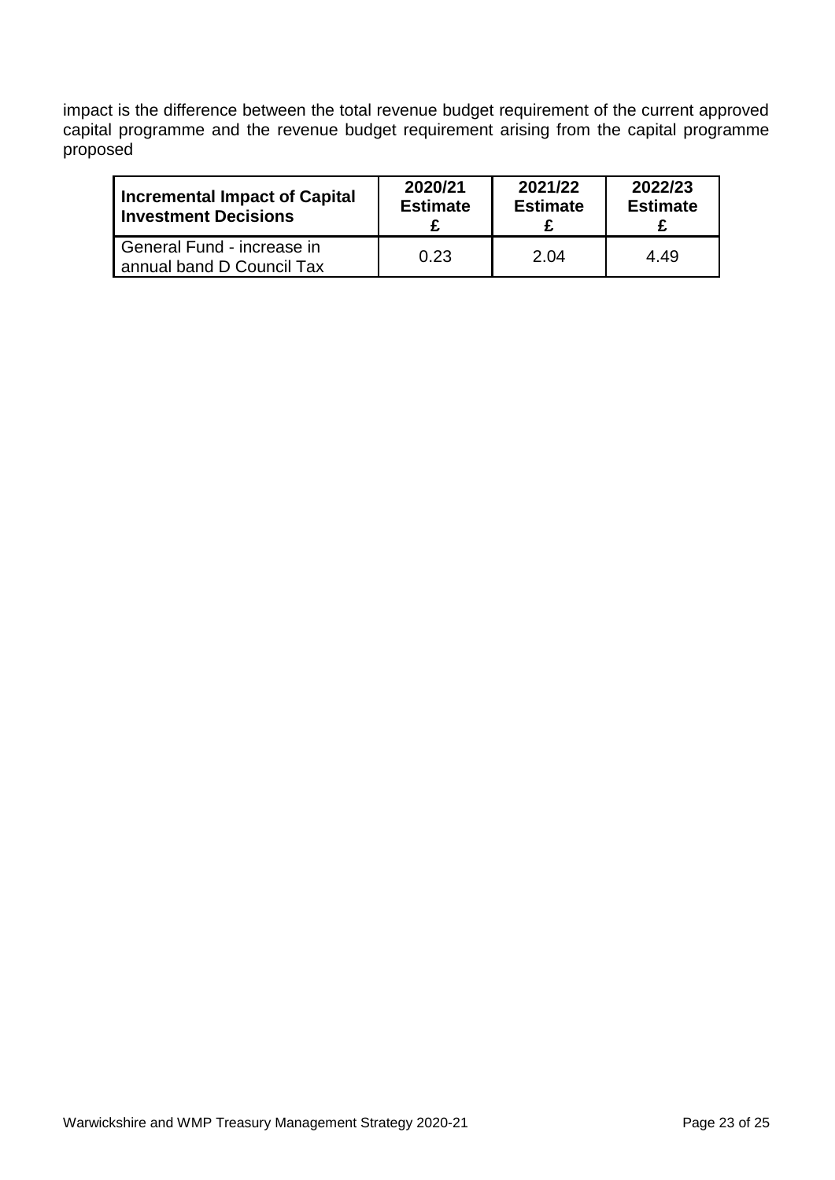impact is the difference between the total revenue budget requirement of the current approved capital programme and the revenue budget requirement arising from the capital programme proposed

| **Incremental Impact of Capital Investment Decisions** | **2020/21 Estimate £** | **2021/22 Estimate £** | **2022/23 Estimate £** |
|---|---|---|---|
| General Fund - increase in annual band D Council Tax | 0.23 | 2.04 | 4.49 |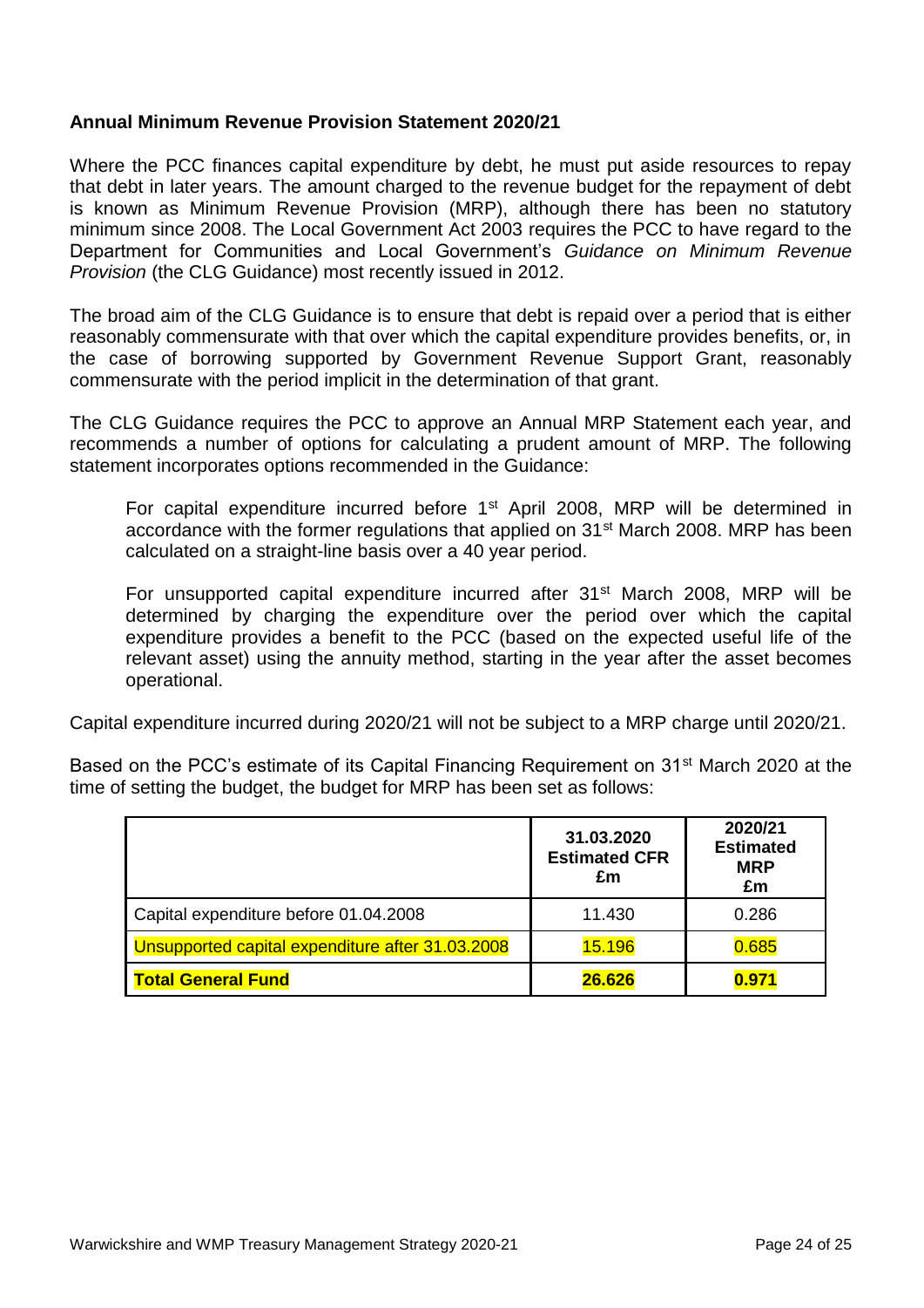**Annual Minimum Revenue Provision Statement 2020/21**

Where the PCC finances capital expenditure by debt, he must put aside resources to repay that debt in later years. The amount charged to the revenue budget for the repayment of debt is known as Minimum Revenue Provision (MRP), although there has been no statutory minimum since 2008. The Local Government Act 2003 requires the PCC to have regard to the Department for Communities and Local Government's *Guidance on Minimum Revenue Provision* (the CLG Guidance) most recently issued in 2012.

The broad aim of the CLG Guidance is to ensure that debt is repaid over a period that is either reasonably commensurate with that over which the capital expenditure provides benefits, or, in the case of borrowing supported by Government Revenue Support Grant, reasonably commensurate with the period implicit in the determination of that grant.

The CLG Guidance requires the PCC to approve an Annual MRP Statement each year, and recommends a number of options for calculating a prudent amount of MRP. The following statement incorporates options recommended in the Guidance:

> For capital expenditure incurred before 1st April 2008, MRP will be determined in accordance with the former regulations that applied on 31st March 2008. MRP has been calculated on a straight-line basis over a 40 year period.
>
> For unsupported capital expenditure incurred after 31st March 2008, MRP will be determined by charging the expenditure over the period over which the capital expenditure provides a benefit to the PCC (based on the expected useful life of the relevant asset) using the annuity method, starting in the year after the asset becomes operational.

Capital expenditure incurred during 2020/21 will not be subject to a MRP charge until 2020/21.

Based on the PCC's estimate of its Capital Financing Requirement on 31st March 2020 at the time of setting the budget, the budget for MRP has been set as follows:

| | 31.03.2020 Estimated CFR £m | 2020/21 Estimated MRP £m |
|---|---|---|
| Capital expenditure before 01.04.2008 | 11.430 | 0.286 |
| Unsupported capital expenditure after 31.03.2008 | 15.196 | 0.685 |
| **Total General Fund** | **26.626** | **0.971** |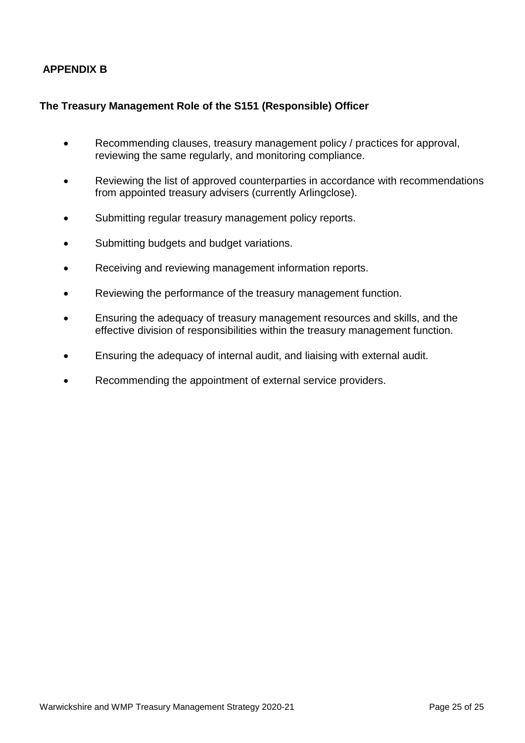## APPENDIX B

### The Treasury Management Role of the S151 (Responsible) Officer

- Recommending clauses, treasury management policy / practices for approval, reviewing the same regularly, and monitoring compliance.
- Reviewing the list of approved counterparties in accordance with recommendations from appointed treasury advisers (currently Arlingclose).
- Submitting regular treasury management policy reports.
- Submitting budgets and budget variations.
- Receiving and reviewing management information reports.
- Reviewing the performance of the treasury management function.
- Ensuring the adequacy of treasury management resources and skills, and the effective division of responsibilities within the treasury management function.
- Ensuring the adequacy of internal audit, and liaising with external audit.
- Recommending the appointment of external service providers.